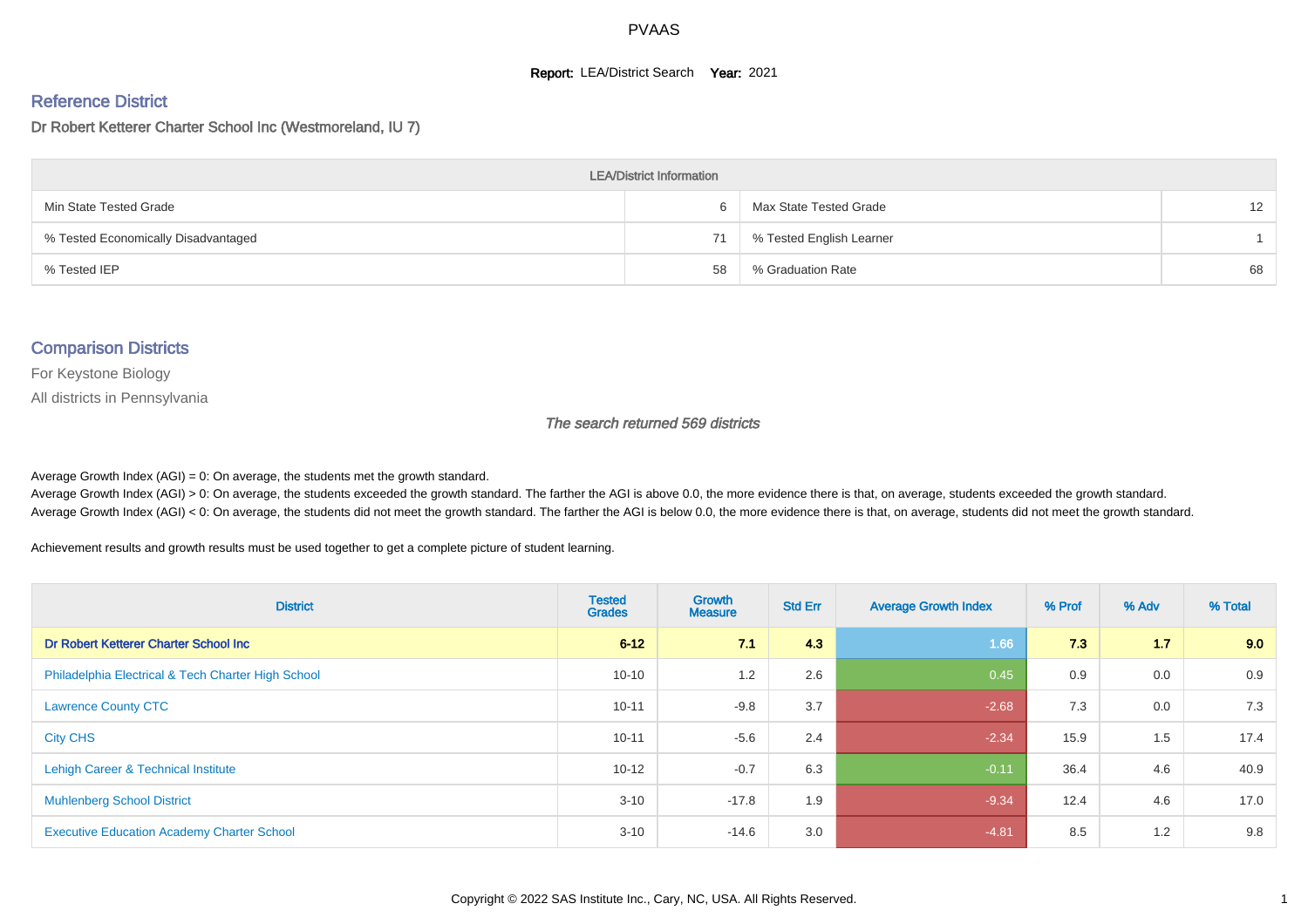PVAAS

**Report:** LEA/District Search **Year:** 2021

## Reference District

### Dr Robert Ketterer Charter School Inc (Westmoreland, IU 7)

| LEA/District Information | | | |
|---|---|---|---|
| Min State Tested Grade | 6 | Max State Tested Grade | 12 |
| % Tested Economically Disadvantaged | 71 | % Tested English Learner | 1 |
| % Tested IEP | 58 | % Graduation Rate | 68 |

## Comparison Districts

For Keystone Biology

All districts in Pennsylvania

*The search returned 569 districts*

Average Growth Index (AGI) = 0: On average, the students met the growth standard.
Average Growth Index (AGI) > 0: On average, the students exceeded the growth standard. The farther the AGI is above 0.0, the more evidence there is that, on average, students exceeded the growth standard.
Average Growth Index (AGI) < 0: On average, the students did not meet the growth standard. The farther the AGI is below 0.0, the more evidence there is that, on average, students did not meet the growth standard.

Achievement results and growth results must be used together to get a complete picture of student learning.

| District | Tested Grades | Growth Measure | Std Err | Average Growth Index | % Prof | % Adv | % Total |
|---|---|---|---|---|---|---|---|
| **Dr Robert Ketterer Charter School Inc** | **6-12** | **7.1** | **4.3** | **1.66** | **7.3** | **1.7** | **9.0** |
| Philadelphia Electrical & Tech Charter High School | 10-10 | 1.2 | 2.6 | 0.45 | 0.9 | 0.0 | 0.9 |
| Lawrence County CTC | 10-11 | -9.8 | 3.7 | -2.68 | 7.3 | 0.0 | 7.3 |
| City CHS | 10-11 | -5.6 | 2.4 | -2.34 | 15.9 | 1.5 | 17.4 |
| Lehigh Career & Technical Institute | 10-12 | -0.7 | 6.3 | -0.11 | 36.4 | 4.6 | 40.9 |
| Muhlenberg School District | 3-10 | -17.8 | 1.9 | -9.34 | 12.4 | 4.6 | 17.0 |
| Executive Education Academy Charter School | 3-10 | -14.6 | 3.0 | -4.81 | 8.5 | 1.2 | 9.8 |

Copyright © 2022 SAS Institute Inc., Cary, NC, USA. All Rights Reserved.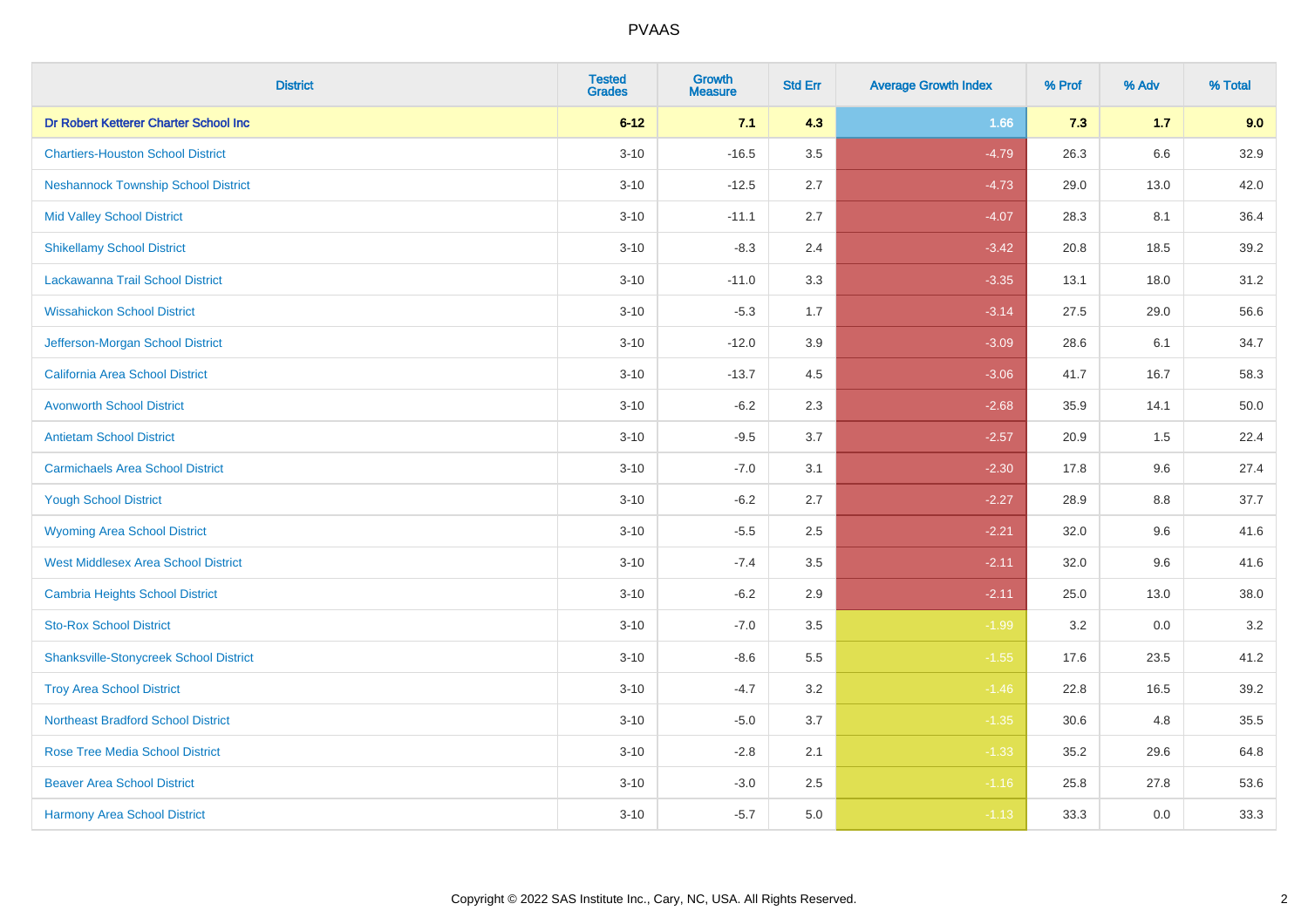# PVAAS

| District | Tested Grades | Growth Measure | Std Err | Average Growth Index | % Prof | % Adv | % Total |
|---|---|---|---|---|---|---|---|
| **Dr Robert Ketterer Charter School Inc** | **6-12** | **7.1** | **4.3** | **1.66** | **7.3** | **1.7** | **9.0** |
| Chartiers-Houston School District | 3-10 | -16.5 | 3.5 | -4.79 | 26.3 | 6.6 | 32.9 |
| Neshannock Township School District | 3-10 | -12.5 | 2.7 | -4.73 | 29.0 | 13.0 | 42.0 |
| Mid Valley School District | 3-10 | -11.1 | 2.7 | -4.07 | 28.3 | 8.1 | 36.4 |
| Shikellamy School District | 3-10 | -8.3 | 2.4 | -3.42 | 20.8 | 18.5 | 39.2 |
| Lackawanna Trail School District | 3-10 | -11.0 | 3.3 | -3.35 | 13.1 | 18.0 | 31.2 |
| Wissahickon School District | 3-10 | -5.3 | 1.7 | -3.14 | 27.5 | 29.0 | 56.6 |
| Jefferson-Morgan School District | 3-10 | -12.0 | 3.9 | -3.09 | 28.6 | 6.1 | 34.7 |
| California Area School District | 3-10 | -13.7 | 4.5 | -3.06 | 41.7 | 16.7 | 58.3 |
| Avonworth School District | 3-10 | -6.2 | 2.3 | -2.68 | 35.9 | 14.1 | 50.0 |
| Antietam School District | 3-10 | -9.5 | 3.7 | -2.57 | 20.9 | 1.5 | 22.4 |
| Carmichaels Area School District | 3-10 | -7.0 | 3.1 | -2.30 | 17.8 | 9.6 | 27.4 |
| Yough School District | 3-10 | -6.2 | 2.7 | -2.27 | 28.9 | 8.8 | 37.7 |
| Wyoming Area School District | 3-10 | -5.5 | 2.5 | -2.21 | 32.0 | 9.6 | 41.6 |
| West Middlesex Area School District | 3-10 | -7.4 | 3.5 | -2.11 | 32.0 | 9.6 | 41.6 |
| Cambria Heights School District | 3-10 | -6.2 | 2.9 | -2.11 | 25.0 | 13.0 | 38.0 |
| Sto-Rox School District | 3-10 | -7.0 | 3.5 | -1.99 | 3.2 | 0.0 | 3.2 |
| Shanksville-Stonycreek School District | 3-10 | -8.6 | 5.5 | -1.55 | 17.6 | 23.5 | 41.2 |
| Troy Area School District | 3-10 | -4.7 | 3.2 | -1.46 | 22.8 | 16.5 | 39.2 |
| Northeast Bradford School District | 3-10 | -5.0 | 3.7 | -1.35 | 30.6 | 4.8 | 35.5 |
| Rose Tree Media School District | 3-10 | -2.8 | 2.1 | -1.33 | 35.2 | 29.6 | 64.8 |
| Beaver Area School District | 3-10 | -3.0 | 2.5 | -1.16 | 25.8 | 27.8 | 53.6 |
| Harmony Area School District | 3-10 | -5.7 | 5.0 | -1.13 | 33.3 | 0.0 | 33.3 |

Copyright © 2022 SAS Institute Inc., Cary, NC, USA. All Rights Reserved.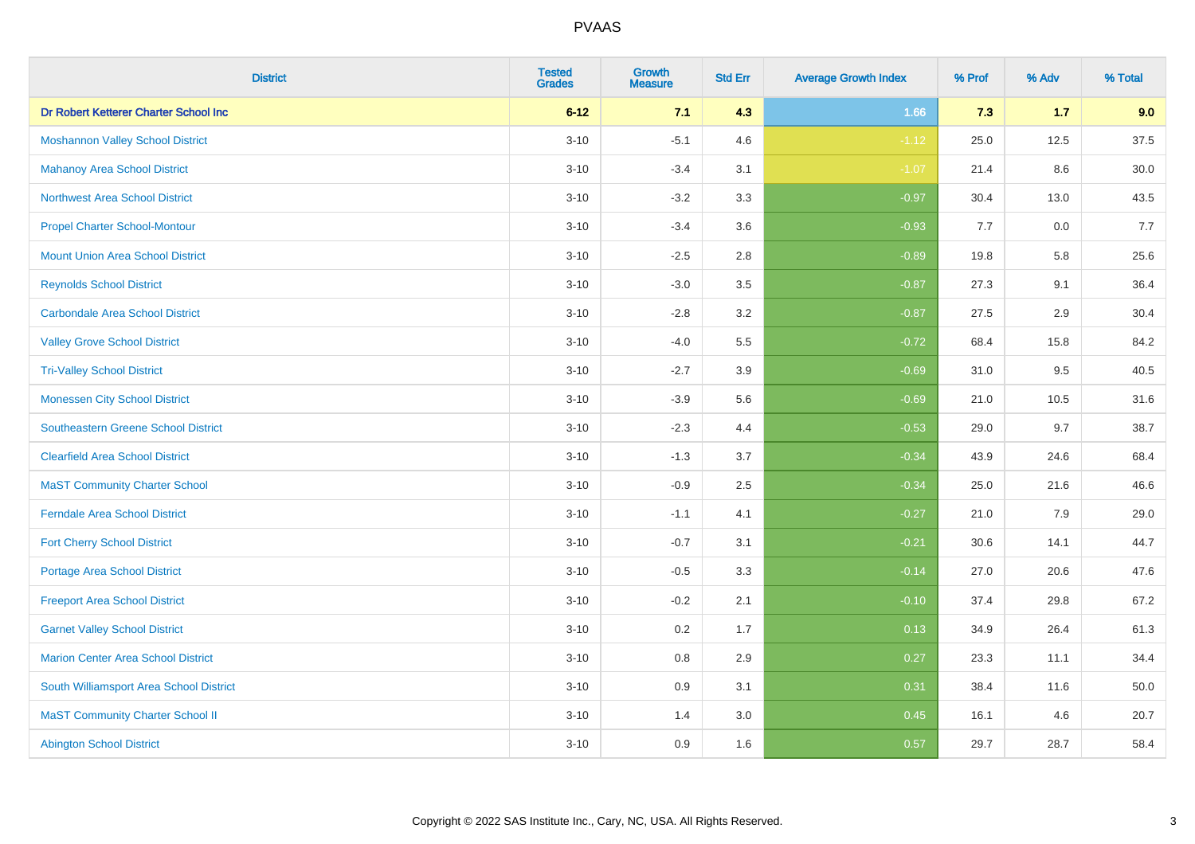| District | Tested Grades | Growth Measure | Std Err | Average Growth Index | % Prof | % Adv | % Total |
|---|---|---|---|---|---|---|---|
| **Dr Robert Ketterer Charter School Inc** | **6-12** | **7.1** | **4.3** | **1.66** | **7.3** | **1.7** | **9.0** |
| Moshannon Valley School District | 3-10 | -5.1 | 4.6 | -1.12 | 25.0 | 12.5 | 37.5 |
| Mahanoy Area School District | 3-10 | -3.4 | 3.1 | -1.07 | 21.4 | 8.6 | 30.0 |
| Northwest Area School District | 3-10 | -3.2 | 3.3 | -0.97 | 30.4 | 13.0 | 43.5 |
| Propel Charter School-Montour | 3-10 | -3.4 | 3.6 | -0.93 | 7.7 | 0.0 | 7.7 |
| Mount Union Area School District | 3-10 | -2.5 | 2.8 | -0.89 | 19.8 | 5.8 | 25.6 |
| Reynolds School District | 3-10 | -3.0 | 3.5 | -0.87 | 27.3 | 9.1 | 36.4 |
| Carbondale Area School District | 3-10 | -2.8 | 3.2 | -0.87 | 27.5 | 2.9 | 30.4 |
| Valley Grove School District | 3-10 | -4.0 | 5.5 | -0.72 | 68.4 | 15.8 | 84.2 |
| Tri-Valley School District | 3-10 | -2.7 | 3.9 | -0.69 | 31.0 | 9.5 | 40.5 |
| Monessen City School District | 3-10 | -3.9 | 5.6 | -0.69 | 21.0 | 10.5 | 31.6 |
| Southeastern Greene School District | 3-10 | -2.3 | 4.4 | -0.53 | 29.0 | 9.7 | 38.7 |
| Clearfield Area School District | 3-10 | -1.3 | 3.7 | -0.34 | 43.9 | 24.6 | 68.4 |
| MaST Community Charter School | 3-10 | -0.9 | 2.5 | -0.34 | 25.0 | 21.6 | 46.6 |
| Ferndale Area School District | 3-10 | -1.1 | 4.1 | -0.27 | 21.0 | 7.9 | 29.0 |
| Fort Cherry School District | 3-10 | -0.7 | 3.1 | -0.21 | 30.6 | 14.1 | 44.7 |
| Portage Area School District | 3-10 | -0.5 | 3.3 | -0.14 | 27.0 | 20.6 | 47.6 |
| Freeport Area School District | 3-10 | -0.2 | 2.1 | -0.10 | 37.4 | 29.8 | 67.2 |
| Garnet Valley School District | 3-10 | 0.2 | 1.7 | 0.13 | 34.9 | 26.4 | 61.3 |
| Marion Center Area School District | 3-10 | 0.8 | 2.9 | 0.27 | 23.3 | 11.1 | 34.4 |
| South Williamsport Area School District | 3-10 | 0.9 | 3.1 | 0.31 | 38.4 | 11.6 | 50.0 |
| MaST Community Charter School II | 3-10 | 1.4 | 3.0 | 0.45 | 16.1 | 4.6 | 20.7 |
| Abington School District | 3-10 | 0.9 | 1.6 | 0.57 | 29.7 | 28.7 | 58.4 |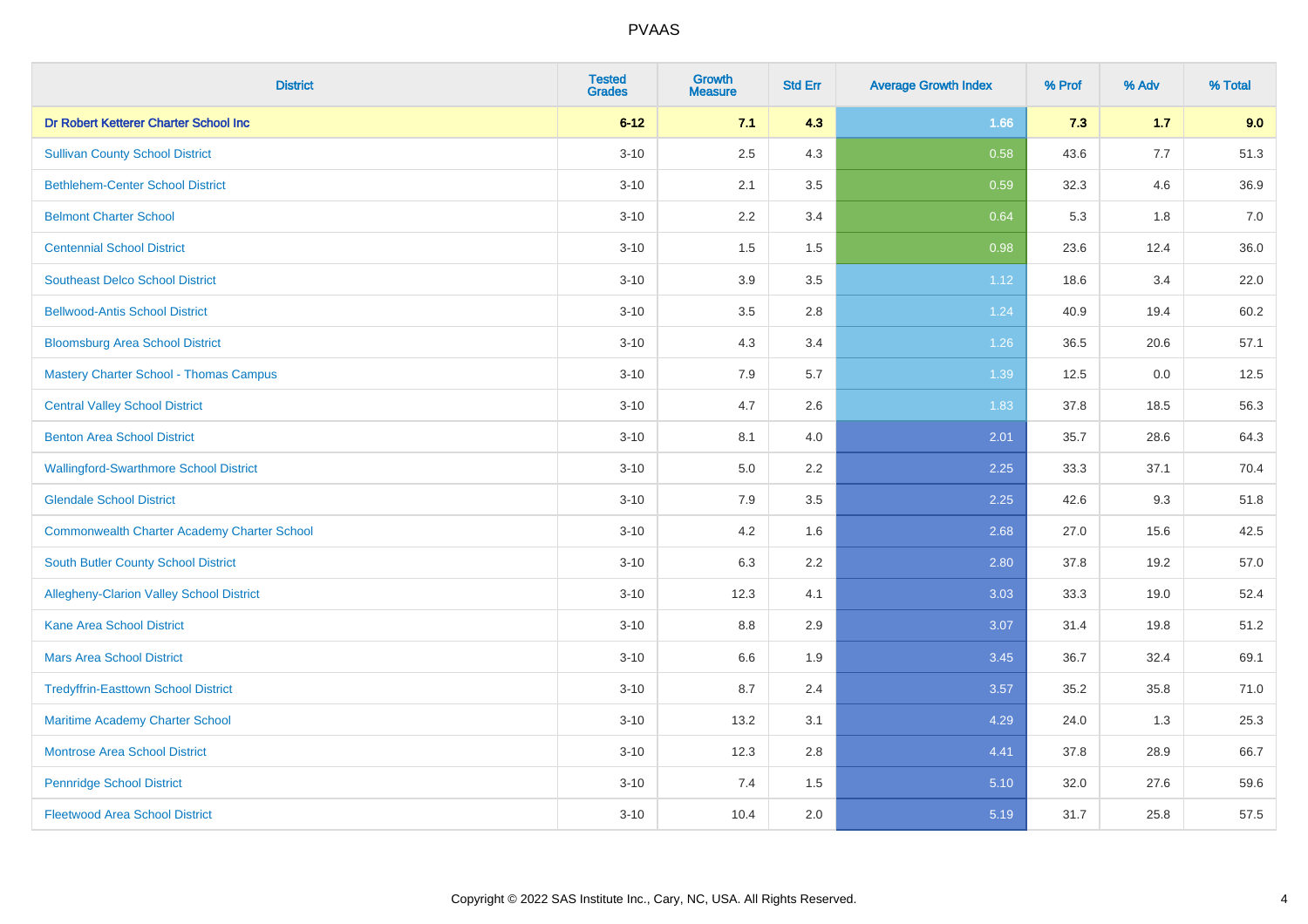| District | Tested Grades | Growth Measure | Std Err | Average Growth Index | % Prof | % Adv | % Total |
|---|---|---|---|---|---|---|---|
| **Dr Robert Ketterer Charter School Inc** | **6-12** | **7.1** | **4.3** | **1.66** | **7.3** | **1.7** | **9.0** |
| Sullivan County School District | 3-10 | 2.5 | 4.3 | 0.58 | 43.6 | 7.7 | 51.3 |
| Bethlehem-Center School District | 3-10 | 2.1 | 3.5 | 0.59 | 32.3 | 4.6 | 36.9 |
| Belmont Charter School | 3-10 | 2.2 | 3.4 | 0.64 | 5.3 | 1.8 | 7.0 |
| Centennial School District | 3-10 | 1.5 | 1.5 | 0.98 | 23.6 | 12.4 | 36.0 |
| Southeast Delco School District | 3-10 | 3.9 | 3.5 | 1.12 | 18.6 | 3.4 | 22.0 |
| Bellwood-Antis School District | 3-10 | 3.5 | 2.8 | 1.24 | 40.9 | 19.4 | 60.2 |
| Bloomsburg Area School District | 3-10 | 4.3 | 3.4 | 1.26 | 36.5 | 20.6 | 57.1 |
| Mastery Charter School - Thomas Campus | 3-10 | 7.9 | 5.7 | 1.39 | 12.5 | 0.0 | 12.5 |
| Central Valley School District | 3-10 | 4.7 | 2.6 | 1.83 | 37.8 | 18.5 | 56.3 |
| Benton Area School District | 3-10 | 8.1 | 4.0 | 2.01 | 35.7 | 28.6 | 64.3 |
| Wallingford-Swarthmore School District | 3-10 | 5.0 | 2.2 | 2.25 | 33.3 | 37.1 | 70.4 |
| Glendale School District | 3-10 | 7.9 | 3.5 | 2.25 | 42.6 | 9.3 | 51.8 |
| Commonwealth Charter Academy Charter School | 3-10 | 4.2 | 1.6 | 2.68 | 27.0 | 15.6 | 42.5 |
| South Butler County School District | 3-10 | 6.3 | 2.2 | 2.80 | 37.8 | 19.2 | 57.0 |
| Allegheny-Clarion Valley School District | 3-10 | 12.3 | 4.1 | 3.03 | 33.3 | 19.0 | 52.4 |
| Kane Area School District | 3-10 | 8.8 | 2.9 | 3.07 | 31.4 | 19.8 | 51.2 |
| Mars Area School District | 3-10 | 6.6 | 1.9 | 3.45 | 36.7 | 32.4 | 69.1 |
| Tredyffrin-Easttown School District | 3-10 | 8.7 | 2.4 | 3.57 | 35.2 | 35.8 | 71.0 |
| Maritime Academy Charter School | 3-10 | 13.2 | 3.1 | 4.29 | 24.0 | 1.3 | 25.3 |
| Montrose Area School District | 3-10 | 12.3 | 2.8 | 4.41 | 37.8 | 28.9 | 66.7 |
| Pennridge School District | 3-10 | 7.4 | 1.5 | 5.10 | 32.0 | 27.6 | 59.6 |
| Fleetwood Area School District | 3-10 | 10.4 | 2.0 | 5.19 | 31.7 | 25.8 | 57.5 |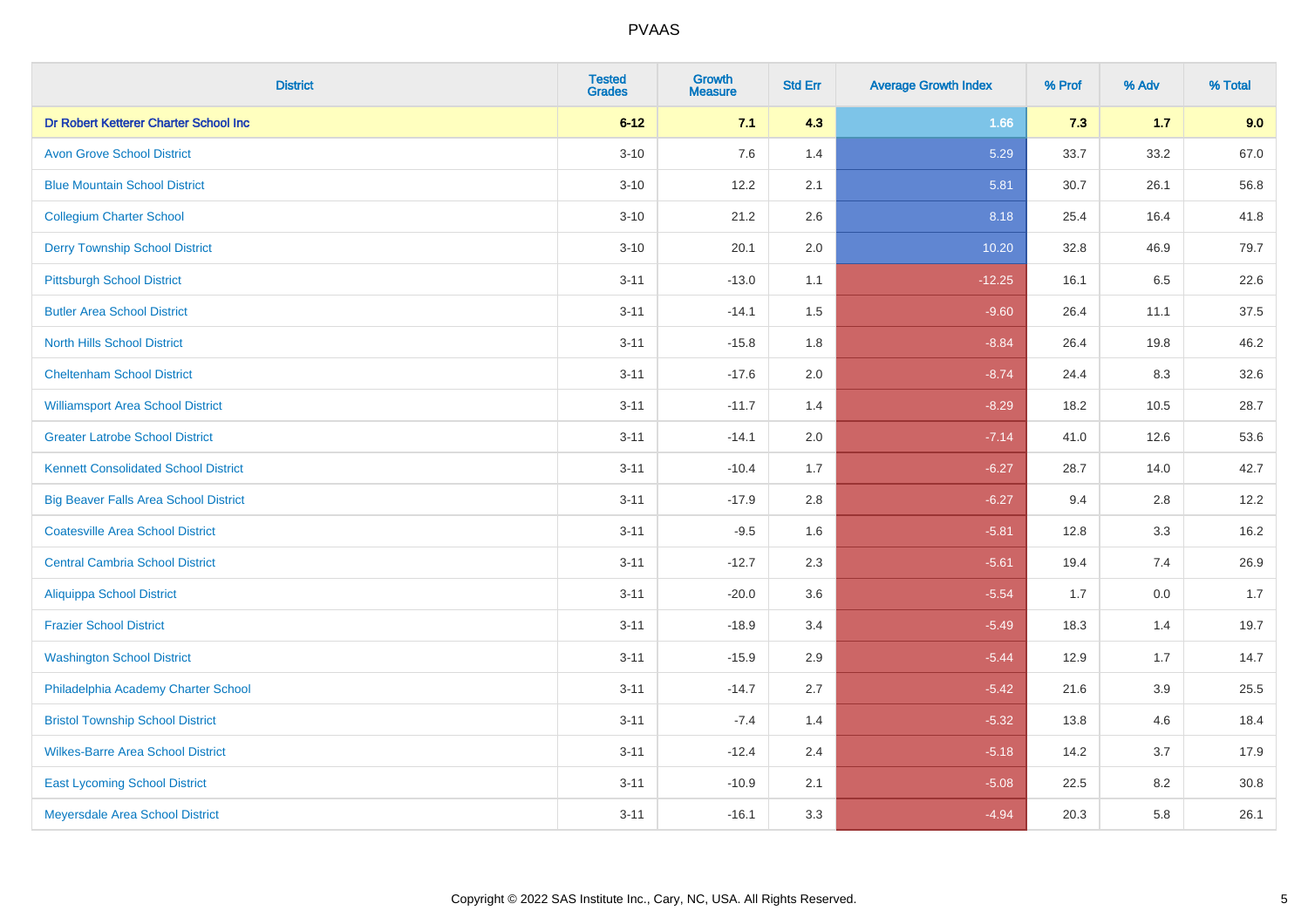# PVAAS

| District | Tested Grades | Growth Measure | Std Err | Average Growth Index | % Prof | % Adv | % Total |
|---|---|---|---|---|---|---|---|
| **Dr Robert Ketterer Charter School Inc** | **6-12** | **7.1** | **4.3** | **1.66** | **7.3** | **1.7** | **9.0** |
| Avon Grove School District | 3-10 | 7.6 | 1.4 | 5.29 | 33.7 | 33.2 | 67.0 |
| Blue Mountain School District | 3-10 | 12.2 | 2.1 | 5.81 | 30.7 | 26.1 | 56.8 |
| Collegium Charter School | 3-10 | 21.2 | 2.6 | 8.18 | 25.4 | 16.4 | 41.8 |
| Derry Township School District | 3-10 | 20.1 | 2.0 | 10.20 | 32.8 | 46.9 | 79.7 |
| Pittsburgh School District | 3-11 | -13.0 | 1.1 | -12.25 | 16.1 | 6.5 | 22.6 |
| Butler Area School District | 3-11 | -14.1 | 1.5 | -9.60 | 26.4 | 11.1 | 37.5 |
| North Hills School District | 3-11 | -15.8 | 1.8 | -8.84 | 26.4 | 19.8 | 46.2 |
| Cheltenham School District | 3-11 | -17.6 | 2.0 | -8.74 | 24.4 | 8.3 | 32.6 |
| Williamsport Area School District | 3-11 | -11.7 | 1.4 | -8.29 | 18.2 | 10.5 | 28.7 |
| Greater Latrobe School District | 3-11 | -14.1 | 2.0 | -7.14 | 41.0 | 12.6 | 53.6 |
| Kennett Consolidated School District | 3-11 | -10.4 | 1.7 | -6.27 | 28.7 | 14.0 | 42.7 |
| Big Beaver Falls Area School District | 3-11 | -17.9 | 2.8 | -6.27 | 9.4 | 2.8 | 12.2 |
| Coatesville Area School District | 3-11 | -9.5 | 1.6 | -5.81 | 12.8 | 3.3 | 16.2 |
| Central Cambria School District | 3-11 | -12.7 | 2.3 | -5.61 | 19.4 | 7.4 | 26.9 |
| Aliquippa School District | 3-11 | -20.0 | 3.6 | -5.54 | 1.7 | 0.0 | 1.7 |
| Frazier School District | 3-11 | -18.9 | 3.4 | -5.49 | 18.3 | 1.4 | 19.7 |
| Washington School District | 3-11 | -15.9 | 2.9 | -5.44 | 12.9 | 1.7 | 14.7 |
| Philadelphia Academy Charter School | 3-11 | -14.7 | 2.7 | -5.42 | 21.6 | 3.9 | 25.5 |
| Bristol Township School District | 3-11 | -7.4 | 1.4 | -5.32 | 13.8 | 4.6 | 18.4 |
| Wilkes-Barre Area School District | 3-11 | -12.4 | 2.4 | -5.18 | 14.2 | 3.7 | 17.9 |
| East Lycoming School District | 3-11 | -10.9 | 2.1 | -5.08 | 22.5 | 8.2 | 30.8 |
| Meyersdale Area School District | 3-11 | -16.1 | 3.3 | -4.94 | 20.3 | 5.8 | 26.1 |

Copyright © 2022 SAS Institute Inc., Cary, NC, USA. All Rights Reserved.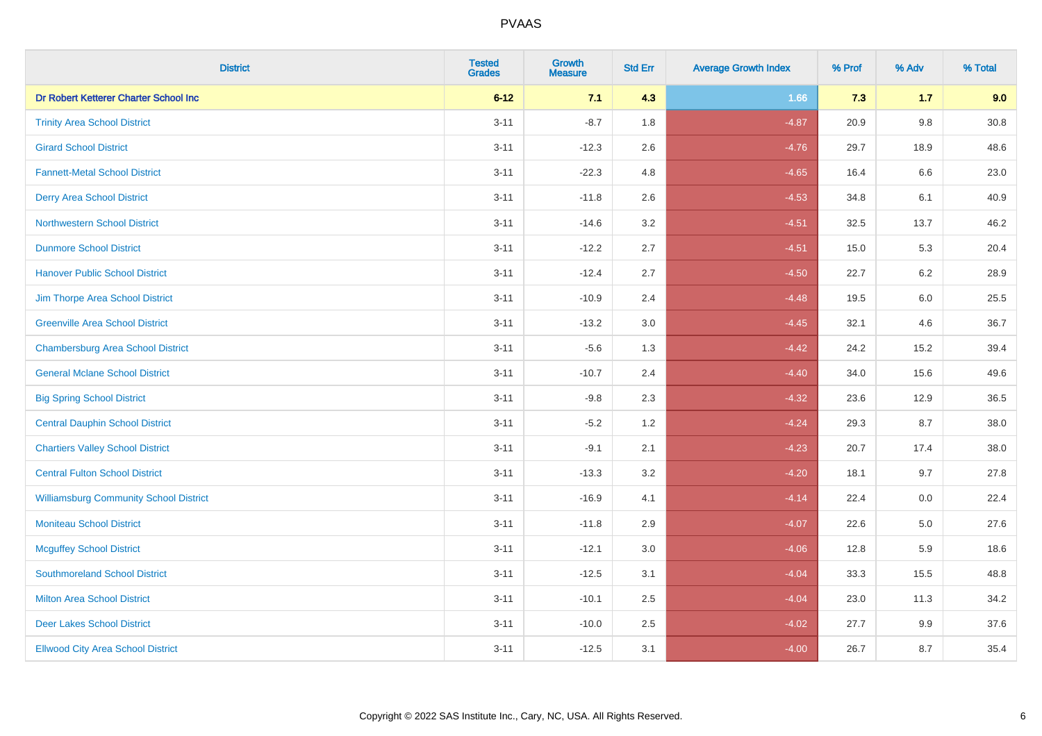| District | Tested Grades | Growth Measure | Std Err | Average Growth Index | % Prof | % Adv | % Total |
|---|---|---|---|---|---|---|---|
| **Dr Robert Ketterer Charter School Inc** | **6-12** | **7.1** | **4.3** | **1.66** | **7.3** | **1.7** | **9.0** |
| Trinity Area School District | 3-11 | -8.7 | 1.8 | -4.87 | 20.9 | 9.8 | 30.8 |
| Girard School District | 3-11 | -12.3 | 2.6 | -4.76 | 29.7 | 18.9 | 48.6 |
| Fannett-Metal School District | 3-11 | -22.3 | 4.8 | -4.65 | 16.4 | 6.6 | 23.0 |
| Derry Area School District | 3-11 | -11.8 | 2.6 | -4.53 | 34.8 | 6.1 | 40.9 |
| Northwestern School District | 3-11 | -14.6 | 3.2 | -4.51 | 32.5 | 13.7 | 46.2 |
| Dunmore School District | 3-11 | -12.2 | 2.7 | -4.51 | 15.0 | 5.3 | 20.4 |
| Hanover Public School District | 3-11 | -12.4 | 2.7 | -4.50 | 22.7 | 6.2 | 28.9 |
| Jim Thorpe Area School District | 3-11 | -10.9 | 2.4 | -4.48 | 19.5 | 6.0 | 25.5 |
| Greenville Area School District | 3-11 | -13.2 | 3.0 | -4.45 | 32.1 | 4.6 | 36.7 |
| Chambersburg Area School District | 3-11 | -5.6 | 1.3 | -4.42 | 24.2 | 15.2 | 39.4 |
| General Mclane School District | 3-11 | -10.7 | 2.4 | -4.40 | 34.0 | 15.6 | 49.6 |
| Big Spring School District | 3-11 | -9.8 | 2.3 | -4.32 | 23.6 | 12.9 | 36.5 |
| Central Dauphin School District | 3-11 | -5.2 | 1.2 | -4.24 | 29.3 | 8.7 | 38.0 |
| Chartiers Valley School District | 3-11 | -9.1 | 2.1 | -4.23 | 20.7 | 17.4 | 38.0 |
| Central Fulton School District | 3-11 | -13.3 | 3.2 | -4.20 | 18.1 | 9.7 | 27.8 |
| Williamsburg Community School District | 3-11 | -16.9 | 4.1 | -4.14 | 22.4 | 0.0 | 22.4 |
| Moniteau School District | 3-11 | -11.8 | 2.9 | -4.07 | 22.6 | 5.0 | 27.6 |
| Mcguffey School District | 3-11 | -12.1 | 3.0 | -4.06 | 12.8 | 5.9 | 18.6 |
| Southmoreland School District | 3-11 | -12.5 | 3.1 | -4.04 | 33.3 | 15.5 | 48.8 |
| Milton Area School District | 3-11 | -10.1 | 2.5 | -4.04 | 23.0 | 11.3 | 34.2 |
| Deer Lakes School District | 3-11 | -10.0 | 2.5 | -4.02 | 27.7 | 9.9 | 37.6 |
| Ellwood City Area School District | 3-11 | -12.5 | 3.1 | -4.00 | 26.7 | 8.7 | 35.4 |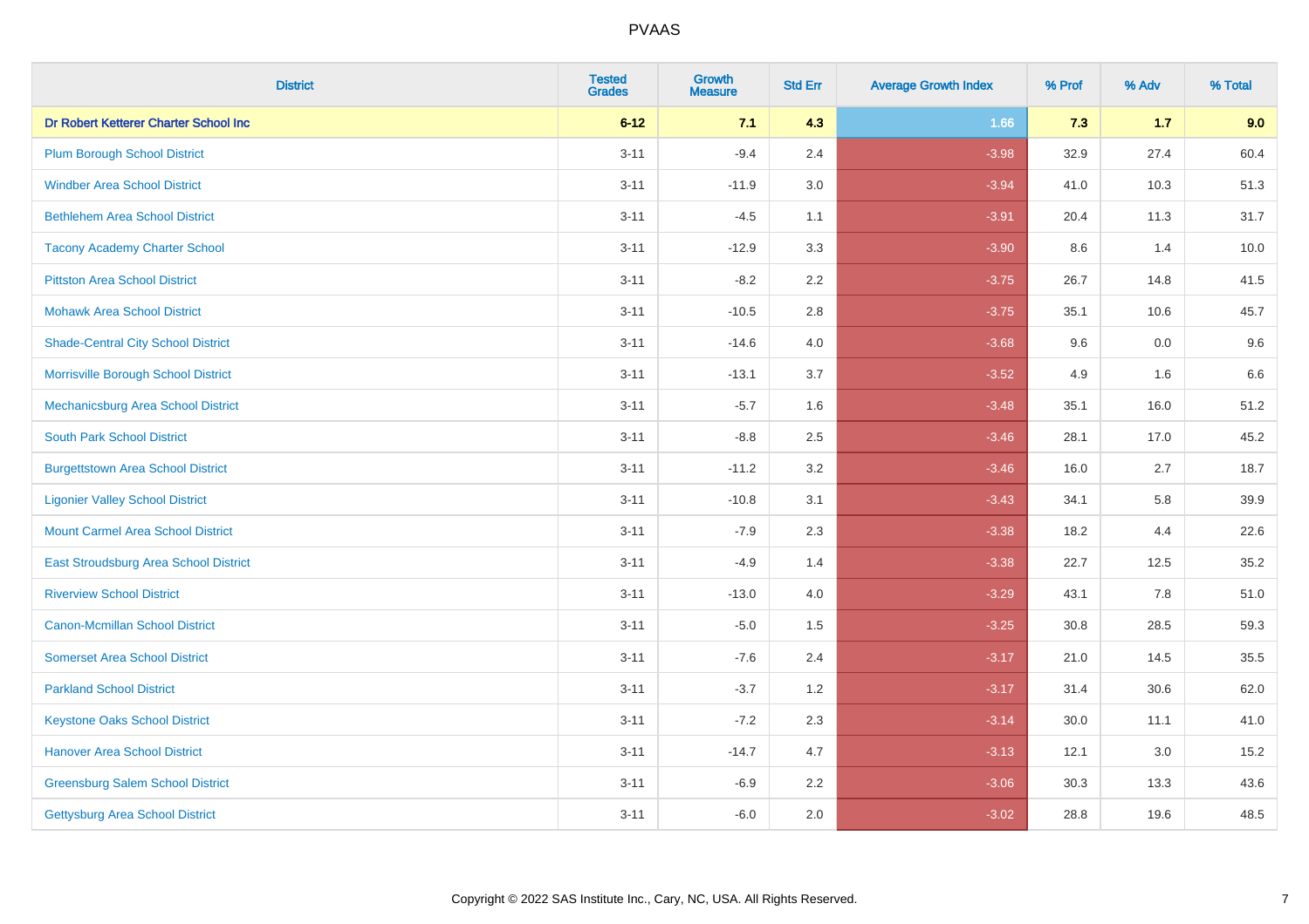# PVAAS

| District | Tested Grades | Growth Measure | Std Err | Average Growth Index | % Prof | % Adv | % Total |
|---|---|---|---|---|---|---|---|
| **Dr Robert Ketterer Charter School Inc** | **6-12** | **7.1** | **4.3** | **1.66** | **7.3** | **1.7** | **9.0** |
| Plum Borough School District | 3-11 | -9.4 | 2.4 | -3.98 | 32.9 | 27.4 | 60.4 |
| Windber Area School District | 3-11 | -11.9 | 3.0 | -3.94 | 41.0 | 10.3 | 51.3 |
| Bethlehem Area School District | 3-11 | -4.5 | 1.1 | -3.91 | 20.4 | 11.3 | 31.7 |
| Tacony Academy Charter School | 3-11 | -12.9 | 3.3 | -3.90 | 8.6 | 1.4 | 10.0 |
| Pittston Area School District | 3-11 | -8.2 | 2.2 | -3.75 | 26.7 | 14.8 | 41.5 |
| Mohawk Area School District | 3-11 | -10.5 | 2.8 | -3.75 | 35.1 | 10.6 | 45.7 |
| Shade-Central City School District | 3-11 | -14.6 | 4.0 | -3.68 | 9.6 | 0.0 | 9.6 |
| Morrisville Borough School District | 3-11 | -13.1 | 3.7 | -3.52 | 4.9 | 1.6 | 6.6 |
| Mechanicsburg Area School District | 3-11 | -5.7 | 1.6 | -3.48 | 35.1 | 16.0 | 51.2 |
| South Park School District | 3-11 | -8.8 | 2.5 | -3.46 | 28.1 | 17.0 | 45.2 |
| Burgettstown Area School District | 3-11 | -11.2 | 3.2 | -3.46 | 16.0 | 2.7 | 18.7 |
| Ligonier Valley School District | 3-11 | -10.8 | 3.1 | -3.43 | 34.1 | 5.8 | 39.9 |
| Mount Carmel Area School District | 3-11 | -7.9 | 2.3 | -3.38 | 18.2 | 4.4 | 22.6 |
| East Stroudsburg Area School District | 3-11 | -4.9 | 1.4 | -3.38 | 22.7 | 12.5 | 35.2 |
| Riverview School District | 3-11 | -13.0 | 4.0 | -3.29 | 43.1 | 7.8 | 51.0 |
| Canon-Mcmillan School District | 3-11 | -5.0 | 1.5 | -3.25 | 30.8 | 28.5 | 59.3 |
| Somerset Area School District | 3-11 | -7.6 | 2.4 | -3.17 | 21.0 | 14.5 | 35.5 |
| Parkland School District | 3-11 | -3.7 | 1.2 | -3.17 | 31.4 | 30.6 | 62.0 |
| Keystone Oaks School District | 3-11 | -7.2 | 2.3 | -3.14 | 30.0 | 11.1 | 41.0 |
| Hanover Area School District | 3-11 | -14.7 | 4.7 | -3.13 | 12.1 | 3.0 | 15.2 |
| Greensburg Salem School District | 3-11 | -6.9 | 2.2 | -3.06 | 30.3 | 13.3 | 43.6 |
| Gettysburg Area School District | 3-11 | -6.0 | 2.0 | -3.02 | 28.8 | 19.6 | 48.5 |

Copyright © 2022 SAS Institute Inc., Cary, NC, USA. All Rights Reserved.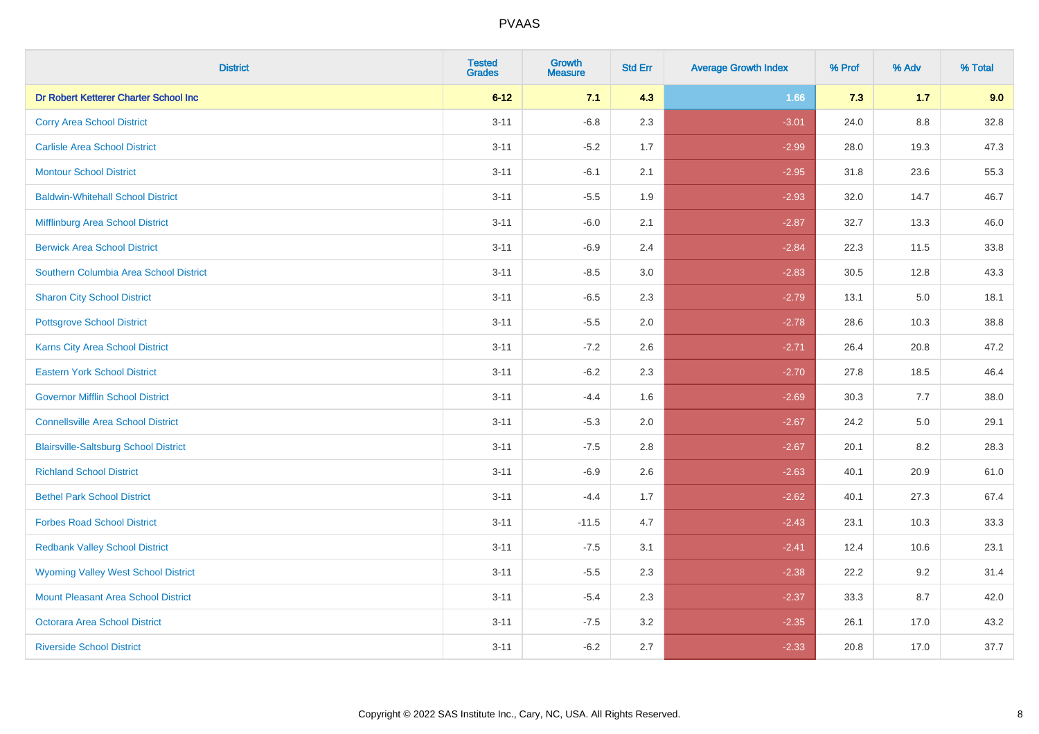| District | Tested Grades | Growth Measure | Std Err | Average Growth Index | % Prof | % Adv | % Total |
|---|---|---|---|---|---|---|---|
| **Dr Robert Ketterer Charter School Inc** | **6-12** | **7.1** | **4.3** | **1.66** | **7.3** | **1.7** | **9.0** |
| Corry Area School District | 3-11 | -6.8 | 2.3 | -3.01 | 24.0 | 8.8 | 32.8 |
| Carlisle Area School District | 3-11 | -5.2 | 1.7 | -2.99 | 28.0 | 19.3 | 47.3 |
| Montour School District | 3-11 | -6.1 | 2.1 | -2.95 | 31.8 | 23.6 | 55.3 |
| Baldwin-Whitehall School District | 3-11 | -5.5 | 1.9 | -2.93 | 32.0 | 14.7 | 46.7 |
| Mifflinburg Area School District | 3-11 | -6.0 | 2.1 | -2.87 | 32.7 | 13.3 | 46.0 |
| Berwick Area School District | 3-11 | -6.9 | 2.4 | -2.84 | 22.3 | 11.5 | 33.8 |
| Southern Columbia Area School District | 3-11 | -8.5 | 3.0 | -2.83 | 30.5 | 12.8 | 43.3 |
| Sharon City School District | 3-11 | -6.5 | 2.3 | -2.79 | 13.1 | 5.0 | 18.1 |
| Pottsgrove School District | 3-11 | -5.5 | 2.0 | -2.78 | 28.6 | 10.3 | 38.8 |
| Karns City Area School District | 3-11 | -7.2 | 2.6 | -2.71 | 26.4 | 20.8 | 47.2 |
| Eastern York School District | 3-11 | -6.2 | 2.3 | -2.70 | 27.8 | 18.5 | 46.4 |
| Governor Mifflin School District | 3-11 | -4.4 | 1.6 | -2.69 | 30.3 | 7.7 | 38.0 |
| Connellsville Area School District | 3-11 | -5.3 | 2.0 | -2.67 | 24.2 | 5.0 | 29.1 |
| Blairsville-Saltsburg School District | 3-11 | -7.5 | 2.8 | -2.67 | 20.1 | 8.2 | 28.3 |
| Richland School District | 3-11 | -6.9 | 2.6 | -2.63 | 40.1 | 20.9 | 61.0 |
| Bethel Park School District | 3-11 | -4.4 | 1.7 | -2.62 | 40.1 | 27.3 | 67.4 |
| Forbes Road School District | 3-11 | -11.5 | 4.7 | -2.43 | 23.1 | 10.3 | 33.3 |
| Redbank Valley School District | 3-11 | -7.5 | 3.1 | -2.41 | 12.4 | 10.6 | 23.1 |
| Wyoming Valley West School District | 3-11 | -5.5 | 2.3 | -2.38 | 22.2 | 9.2 | 31.4 |
| Mount Pleasant Area School District | 3-11 | -5.4 | 2.3 | -2.37 | 33.3 | 8.7 | 42.0 |
| Octorara Area School District | 3-11 | -7.5 | 3.2 | -2.35 | 26.1 | 17.0 | 43.2 |
| Riverside School District | 3-11 | -6.2 | 2.7 | -2.33 | 20.8 | 17.0 | 37.7 |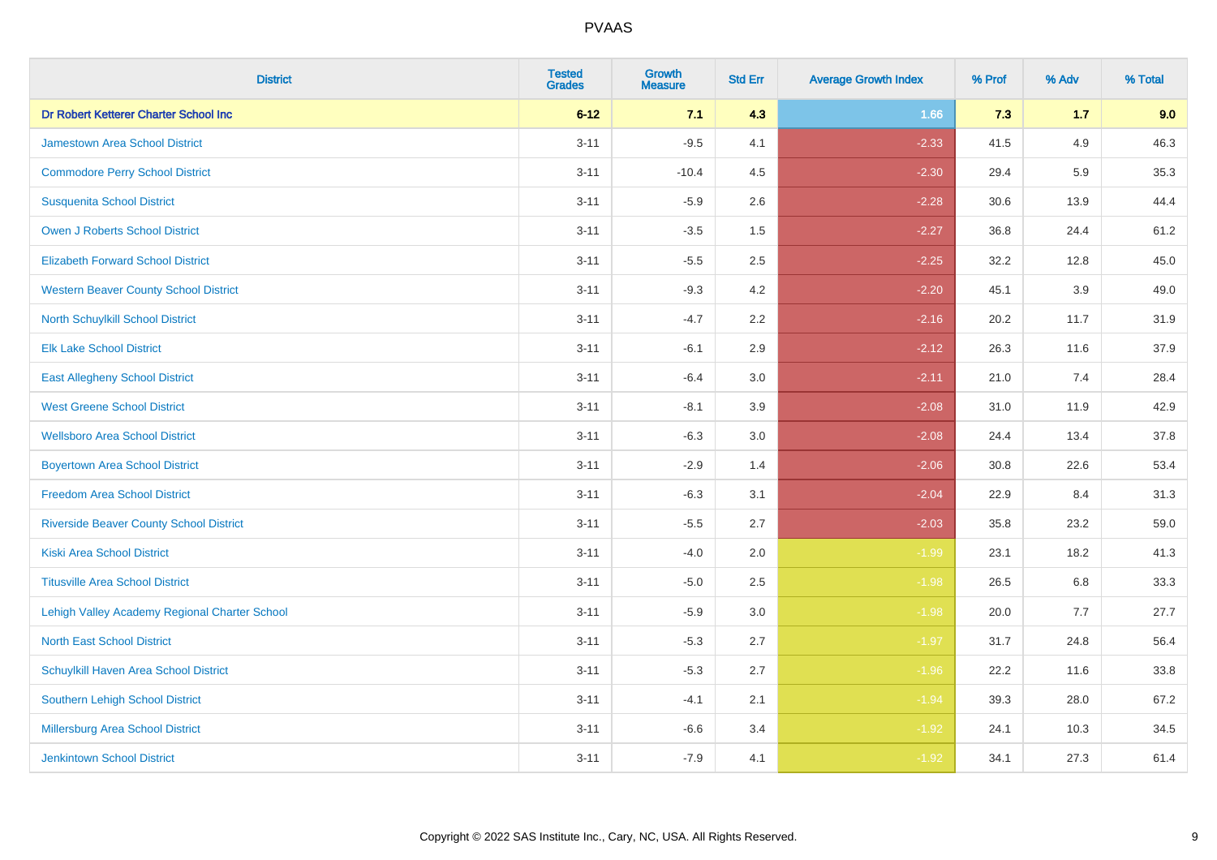# PVAAS

| District | Tested Grades | Growth Measure | Std Err | Average Growth Index | % Prof | % Adv | % Total |
|---|---|---|---|---|---|---|---|
| **Dr Robert Ketterer Charter School Inc** | **6-12** | **7.1** | **4.3** | **1.66** | **7.3** | **1.7** | **9.0** |
| Jamestown Area School District | 3-11 | -9.5 | 4.1 | -2.33 | 41.5 | 4.9 | 46.3 |
| Commodore Perry School District | 3-11 | -10.4 | 4.5 | -2.30 | 29.4 | 5.9 | 35.3 |
| Susquenita School District | 3-11 | -5.9 | 2.6 | -2.28 | 30.6 | 13.9 | 44.4 |
| Owen J Roberts School District | 3-11 | -3.5 | 1.5 | -2.27 | 36.8 | 24.4 | 61.2 |
| Elizabeth Forward School District | 3-11 | -5.5 | 2.5 | -2.25 | 32.2 | 12.8 | 45.0 |
| Western Beaver County School District | 3-11 | -9.3 | 4.2 | -2.20 | 45.1 | 3.9 | 49.0 |
| North Schuylkill School District | 3-11 | -4.7 | 2.2 | -2.16 | 20.2 | 11.7 | 31.9 |
| Elk Lake School District | 3-11 | -6.1 | 2.9 | -2.12 | 26.3 | 11.6 | 37.9 |
| East Allegheny School District | 3-11 | -6.4 | 3.0 | -2.11 | 21.0 | 7.4 | 28.4 |
| West Greene School District | 3-11 | -8.1 | 3.9 | -2.08 | 31.0 | 11.9 | 42.9 |
| Wellsboro Area School District | 3-11 | -6.3 | 3.0 | -2.08 | 24.4 | 13.4 | 37.8 |
| Boyertown Area School District | 3-11 | -2.9 | 1.4 | -2.06 | 30.8 | 22.6 | 53.4 |
| Freedom Area School District | 3-11 | -6.3 | 3.1 | -2.04 | 22.9 | 8.4 | 31.3 |
| Riverside Beaver County School District | 3-11 | -5.5 | 2.7 | -2.03 | 35.8 | 23.2 | 59.0 |
| Kiski Area School District | 3-11 | -4.0 | 2.0 | -1.99 | 23.1 | 18.2 | 41.3 |
| Titusville Area School District | 3-11 | -5.0 | 2.5 | -1.98 | 26.5 | 6.8 | 33.3 |
| Lehigh Valley Academy Regional Charter School | 3-11 | -5.9 | 3.0 | -1.98 | 20.0 | 7.7 | 27.7 |
| North East School District | 3-11 | -5.3 | 2.7 | -1.97 | 31.7 | 24.8 | 56.4 |
| Schuylkill Haven Area School District | 3-11 | -5.3 | 2.7 | -1.96 | 22.2 | 11.6 | 33.8 |
| Southern Lehigh School District | 3-11 | -4.1 | 2.1 | -1.94 | 39.3 | 28.0 | 67.2 |
| Millersburg Area School District | 3-11 | -6.6 | 3.4 | -1.92 | 24.1 | 10.3 | 34.5 |
| Jenkintown School District | 3-11 | -7.9 | 4.1 | -1.92 | 34.1 | 27.3 | 61.4 |

Copyright © 2022 SAS Institute Inc., Cary, NC, USA. All Rights Reserved.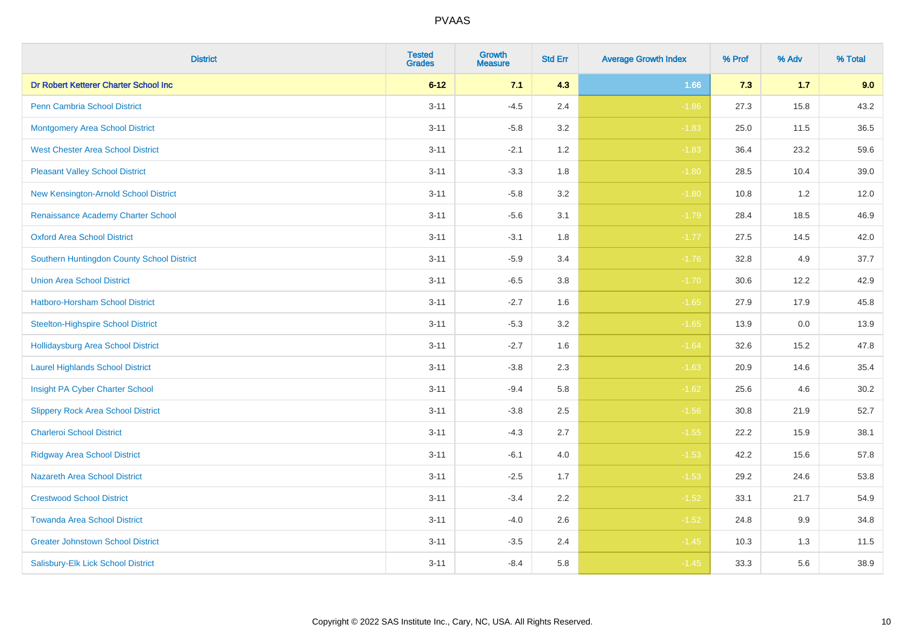| District | Tested Grades | Growth Measure | Std Err | Average Growth Index | % Prof | % Adv | % Total |
|---|---|---|---|---|---|---|---|
| **Dr Robert Ketterer Charter School Inc** | **6-12** | **7.1** | **4.3** | **1.66** | **7.3** | **1.7** | **9.0** |
| Penn Cambria School District | 3-11 | -4.5 | 2.4 | -1.86 | 27.3 | 15.8 | 43.2 |
| Montgomery Area School District | 3-11 | -5.8 | 3.2 | -1.83 | 25.0 | 11.5 | 36.5 |
| West Chester Area School District | 3-11 | -2.1 | 1.2 | -1.83 | 36.4 | 23.2 | 59.6 |
| Pleasant Valley School District | 3-11 | -3.3 | 1.8 | -1.80 | 28.5 | 10.4 | 39.0 |
| New Kensington-Arnold School District | 3-11 | -5.8 | 3.2 | -1.80 | 10.8 | 1.2 | 12.0 |
| Renaissance Academy Charter School | 3-11 | -5.6 | 3.1 | -1.79 | 28.4 | 18.5 | 46.9 |
| Oxford Area School District | 3-11 | -3.1 | 1.8 | -1.77 | 27.5 | 14.5 | 42.0 |
| Southern Huntingdon County School District | 3-11 | -5.9 | 3.4 | -1.76 | 32.8 | 4.9 | 37.7 |
| Union Area School District | 3-11 | -6.5 | 3.8 | -1.70 | 30.6 | 12.2 | 42.9 |
| Hatboro-Horsham School District | 3-11 | -2.7 | 1.6 | -1.65 | 27.9 | 17.9 | 45.8 |
| Steelton-Highspire School District | 3-11 | -5.3 | 3.2 | -1.65 | 13.9 | 0.0 | 13.9 |
| Hollidaysburg Area School District | 3-11 | -2.7 | 1.6 | -1.64 | 32.6 | 15.2 | 47.8 |
| Laurel Highlands School District | 3-11 | -3.8 | 2.3 | -1.63 | 20.9 | 14.6 | 35.4 |
| Insight PA Cyber Charter School | 3-11 | -9.4 | 5.8 | -1.62 | 25.6 | 4.6 | 30.2 |
| Slippery Rock Area School District | 3-11 | -3.8 | 2.5 | -1.56 | 30.8 | 21.9 | 52.7 |
| Charleroi School District | 3-11 | -4.3 | 2.7 | -1.55 | 22.2 | 15.9 | 38.1 |
| Ridgway Area School District | 3-11 | -6.1 | 4.0 | -1.53 | 42.2 | 15.6 | 57.8 |
| Nazareth Area School District | 3-11 | -2.5 | 1.7 | -1.53 | 29.2 | 24.6 | 53.8 |
| Crestwood School District | 3-11 | -3.4 | 2.2 | -1.52 | 33.1 | 21.7 | 54.9 |
| Towanda Area School District | 3-11 | -4.0 | 2.6 | -1.52 | 24.8 | 9.9 | 34.8 |
| Greater Johnstown School District | 3-11 | -3.5 | 2.4 | -1.45 | 10.3 | 1.3 | 11.5 |
| Salisbury-Elk Lick School District | 3-11 | -8.4 | 5.8 | -1.45 | 33.3 | 5.6 | 38.9 |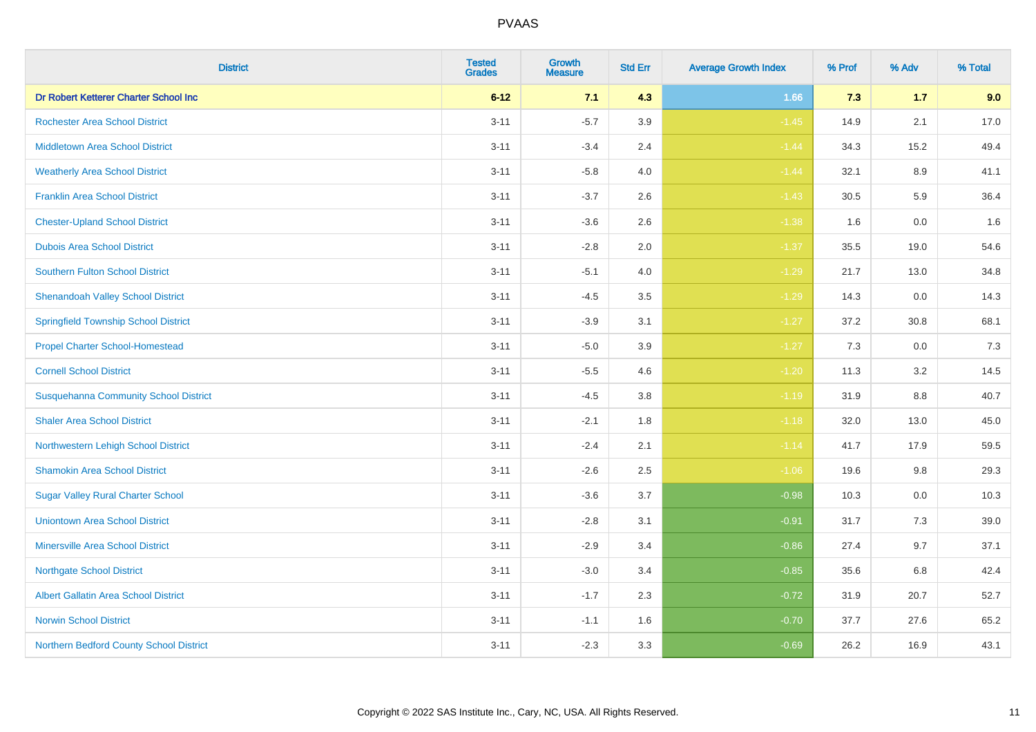PVAAS

| District | Tested Grades | Growth Measure | Std Err | Average Growth Index | % Prof | % Adv | % Total |
|---|---|---|---|---|---|---|---|
| **Dr Robert Ketterer Charter School Inc** | **6-12** | **7.1** | **4.3** | **1.66** | **7.3** | **1.7** | **9.0** |
| Rochester Area School District | 3-11 | -5.7 | 3.9 | -1.45 | 14.9 | 2.1 | 17.0 |
| Middletown Area School District | 3-11 | -3.4 | 2.4 | -1.44 | 34.3 | 15.2 | 49.4 |
| Weatherly Area School District | 3-11 | -5.8 | 4.0 | -1.44 | 32.1 | 8.9 | 41.1 |
| Franklin Area School District | 3-11 | -3.7 | 2.6 | -1.43 | 30.5 | 5.9 | 36.4 |
| Chester-Upland School District | 3-11 | -3.6 | 2.6 | -1.38 | 1.6 | 0.0 | 1.6 |
| Dubois Area School District | 3-11 | -2.8 | 2.0 | -1.37 | 35.5 | 19.0 | 54.6 |
| Southern Fulton School District | 3-11 | -5.1 | 4.0 | -1.29 | 21.7 | 13.0 | 34.8 |
| Shenandoah Valley School District | 3-11 | -4.5 | 3.5 | -1.29 | 14.3 | 0.0 | 14.3 |
| Springfield Township School District | 3-11 | -3.9 | 3.1 | -1.27 | 37.2 | 30.8 | 68.1 |
| Propel Charter School-Homestead | 3-11 | -5.0 | 3.9 | -1.27 | 7.3 | 0.0 | 7.3 |
| Cornell School District | 3-11 | -5.5 | 4.6 | -1.20 | 11.3 | 3.2 | 14.5 |
| Susquehanna Community School District | 3-11 | -4.5 | 3.8 | -1.19 | 31.9 | 8.8 | 40.7 |
| Shaler Area School District | 3-11 | -2.1 | 1.8 | -1.18 | 32.0 | 13.0 | 45.0 |
| Northwestern Lehigh School District | 3-11 | -2.4 | 2.1 | -1.14 | 41.7 | 17.9 | 59.5 |
| Shamokin Area School District | 3-11 | -2.6 | 2.5 | -1.06 | 19.6 | 9.8 | 29.3 |
| Sugar Valley Rural Charter School | 3-11 | -3.6 | 3.7 | -0.98 | 10.3 | 0.0 | 10.3 |
| Uniontown Area School District | 3-11 | -2.8 | 3.1 | -0.91 | 31.7 | 7.3 | 39.0 |
| Minersville Area School District | 3-11 | -2.9 | 3.4 | -0.86 | 27.4 | 9.7 | 37.1 |
| Northgate School District | 3-11 | -3.0 | 3.4 | -0.85 | 35.6 | 6.8 | 42.4 |
| Albert Gallatin Area School District | 3-11 | -1.7 | 2.3 | -0.72 | 31.9 | 20.7 | 52.7 |
| Norwin School District | 3-11 | -1.1 | 1.6 | -0.70 | 37.7 | 27.6 | 65.2 |
| Northern Bedford County School District | 3-11 | -2.3 | 3.3 | -0.69 | 26.2 | 16.9 | 43.1 |

Copyright © 2022 SAS Institute Inc., Cary, NC, USA. All Rights Reserved.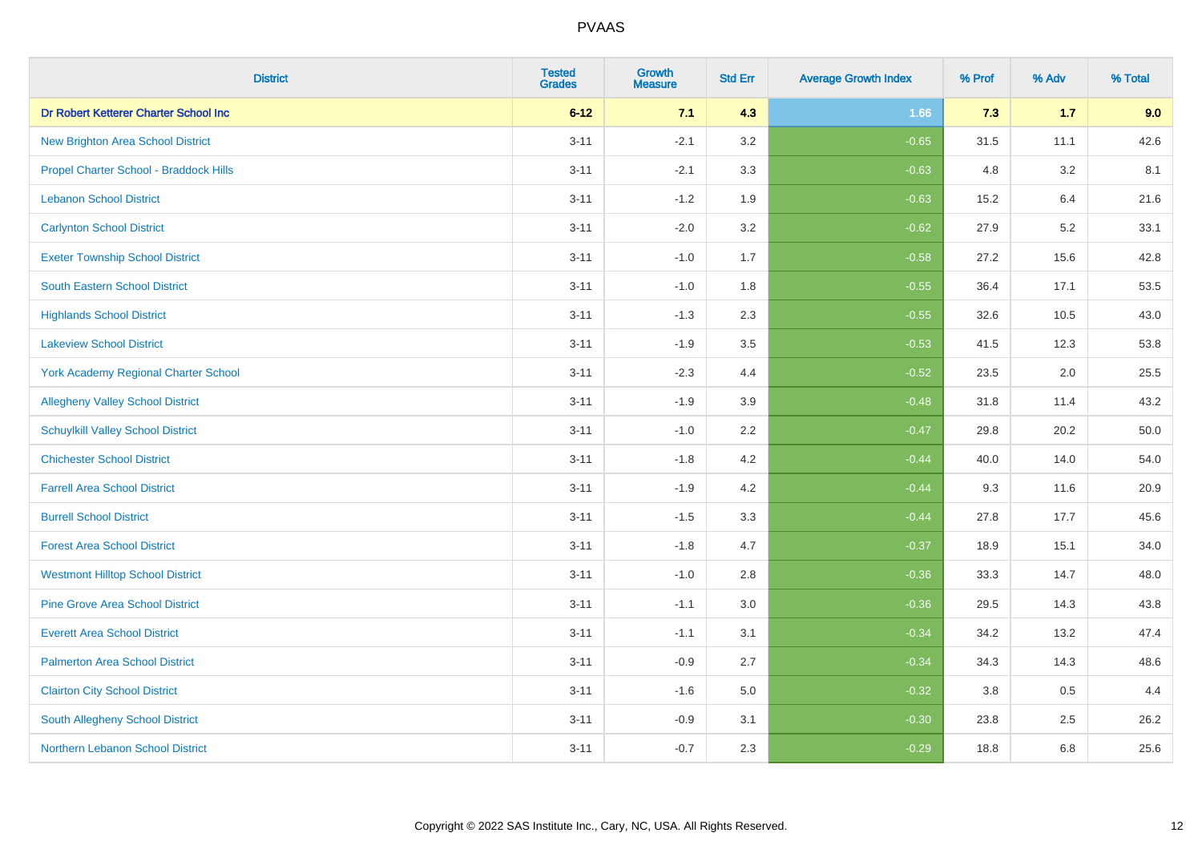| District | Tested Grades | Growth Measure | Std Err | Average Growth Index | % Prof | % Adv | % Total |
|---|---|---|---|---|---|---|---|
| **Dr Robert Ketterer Charter School Inc** | **6-12** | **7.1** | **4.3** | **1.66** | **7.3** | **1.7** | **9.0** |
| New Brighton Area School District | 3-11 | -2.1 | 3.2 | -0.65 | 31.5 | 11.1 | 42.6 |
| Propel Charter School - Braddock Hills | 3-11 | -2.1 | 3.3 | -0.63 | 4.8 | 3.2 | 8.1 |
| Lebanon School District | 3-11 | -1.2 | 1.9 | -0.63 | 15.2 | 6.4 | 21.6 |
| Carlynton School District | 3-11 | -2.0 | 3.2 | -0.62 | 27.9 | 5.2 | 33.1 |
| Exeter Township School District | 3-11 | -1.0 | 1.7 | -0.58 | 27.2 | 15.6 | 42.8 |
| South Eastern School District | 3-11 | -1.0 | 1.8 | -0.55 | 36.4 | 17.1 | 53.5 |
| Highlands School District | 3-11 | -1.3 | 2.3 | -0.55 | 32.6 | 10.5 | 43.0 |
| Lakeview School District | 3-11 | -1.9 | 3.5 | -0.53 | 41.5 | 12.3 | 53.8 |
| York Academy Regional Charter School | 3-11 | -2.3 | 4.4 | -0.52 | 23.5 | 2.0 | 25.5 |
| Allegheny Valley School District | 3-11 | -1.9 | 3.9 | -0.48 | 31.8 | 11.4 | 43.2 |
| Schuylkill Valley School District | 3-11 | -1.0 | 2.2 | -0.47 | 29.8 | 20.2 | 50.0 |
| Chichester School District | 3-11 | -1.8 | 4.2 | -0.44 | 40.0 | 14.0 | 54.0 |
| Farrell Area School District | 3-11 | -1.9 | 4.2 | -0.44 | 9.3 | 11.6 | 20.9 |
| Burrell School District | 3-11 | -1.5 | 3.3 | -0.44 | 27.8 | 17.7 | 45.6 |
| Forest Area School District | 3-11 | -1.8 | 4.7 | -0.37 | 18.9 | 15.1 | 34.0 |
| Westmont Hilltop School District | 3-11 | -1.0 | 2.8 | -0.36 | 33.3 | 14.7 | 48.0 |
| Pine Grove Area School District | 3-11 | -1.1 | 3.0 | -0.36 | 29.5 | 14.3 | 43.8 |
| Everett Area School District | 3-11 | -1.1 | 3.1 | -0.34 | 34.2 | 13.2 | 47.4 |
| Palmerton Area School District | 3-11 | -0.9 | 2.7 | -0.34 | 34.3 | 14.3 | 48.6 |
| Clairton City School District | 3-11 | -1.6 | 5.0 | -0.32 | 3.8 | 0.5 | 4.4 |
| South Allegheny School District | 3-11 | -0.9 | 3.1 | -0.30 | 23.8 | 2.5 | 26.2 |
| Northern Lebanon School District | 3-11 | -0.7 | 2.3 | -0.29 | 18.8 | 6.8 | 25.6 |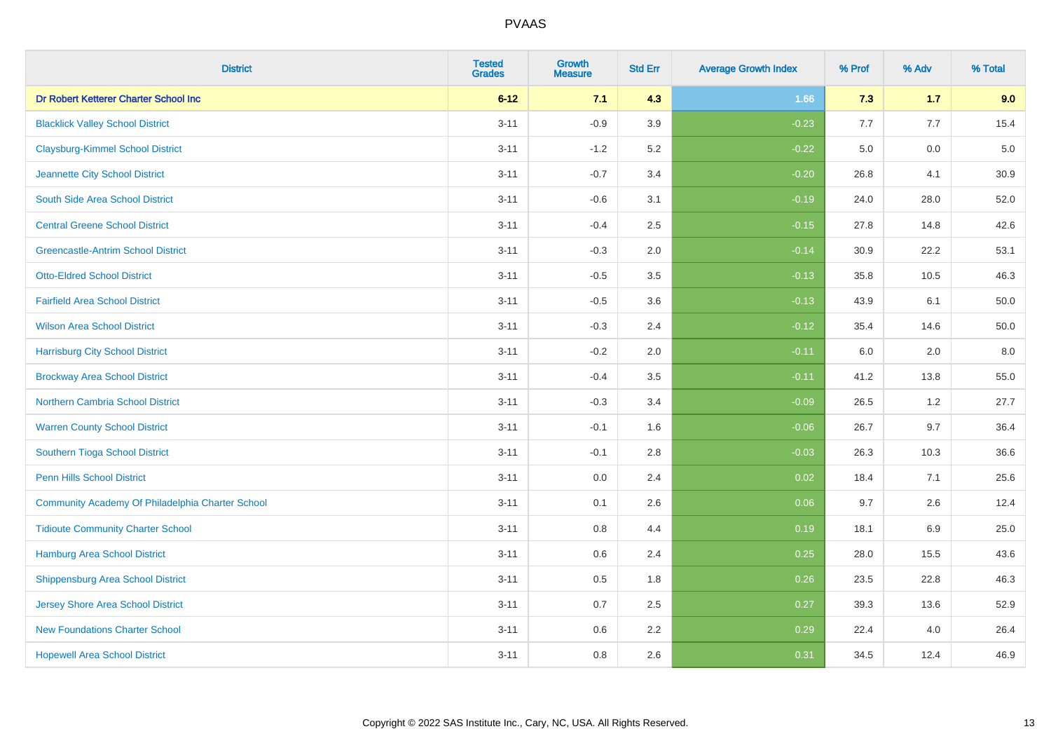| District | Tested Grades | Growth Measure | Std Err | Average Growth Index | % Prof | % Adv | % Total |
|---|---|---|---|---|---|---|---|
| **Dr Robert Ketterer Charter School Inc** | **6-12** | **7.1** | **4.3** | **1.66** | **7.3** | **1.7** | **9.0** |
| Blacklick Valley School District | 3-11 | -0.9 | 3.9 | -0.23 | 7.7 | 7.7 | 15.4 |
| Claysburg-Kimmel School District | 3-11 | -1.2 | 5.2 | -0.22 | 5.0 | 0.0 | 5.0 |
| Jeannette City School District | 3-11 | -0.7 | 3.4 | -0.20 | 26.8 | 4.1 | 30.9 |
| South Side Area School District | 3-11 | -0.6 | 3.1 | -0.19 | 24.0 | 28.0 | 52.0 |
| Central Greene School District | 3-11 | -0.4 | 2.5 | -0.15 | 27.8 | 14.8 | 42.6 |
| Greencastle-Antrim School District | 3-11 | -0.3 | 2.0 | -0.14 | 30.9 | 22.2 | 53.1 |
| Otto-Eldred School District | 3-11 | -0.5 | 3.5 | -0.13 | 35.8 | 10.5 | 46.3 |
| Fairfield Area School District | 3-11 | -0.5 | 3.6 | -0.13 | 43.9 | 6.1 | 50.0 |
| Wilson Area School District | 3-11 | -0.3 | 2.4 | -0.12 | 35.4 | 14.6 | 50.0 |
| Harrisburg City School District | 3-11 | -0.2 | 2.0 | -0.11 | 6.0 | 2.0 | 8.0 |
| Brockway Area School District | 3-11 | -0.4 | 3.5 | -0.11 | 41.2 | 13.8 | 55.0 |
| Northern Cambria School District | 3-11 | -0.3 | 3.4 | -0.09 | 26.5 | 1.2 | 27.7 |
| Warren County School District | 3-11 | -0.1 | 1.6 | -0.06 | 26.7 | 9.7 | 36.4 |
| Southern Tioga School District | 3-11 | -0.1 | 2.8 | -0.03 | 26.3 | 10.3 | 36.6 |
| Penn Hills School District | 3-11 | 0.0 | 2.4 | 0.02 | 18.4 | 7.1 | 25.6 |
| Community Academy Of Philadelphia Charter School | 3-11 | 0.1 | 2.6 | 0.06 | 9.7 | 2.6 | 12.4 |
| Tidioute Community Charter School | 3-11 | 0.8 | 4.4 | 0.19 | 18.1 | 6.9 | 25.0 |
| Hamburg Area School District | 3-11 | 0.6 | 2.4 | 0.25 | 28.0 | 15.5 | 43.6 |
| Shippensburg Area School District | 3-11 | 0.5 | 1.8 | 0.26 | 23.5 | 22.8 | 46.3 |
| Jersey Shore Area School District | 3-11 | 0.7 | 2.5 | 0.27 | 39.3 | 13.6 | 52.9 |
| New Foundations Charter School | 3-11 | 0.6 | 2.2 | 0.29 | 22.4 | 4.0 | 26.4 |
| Hopewell Area School District | 3-11 | 0.8 | 2.6 | 0.31 | 34.5 | 12.4 | 46.9 |

Copyright © 2022 SAS Institute Inc., Cary, NC, USA. All Rights Reserved.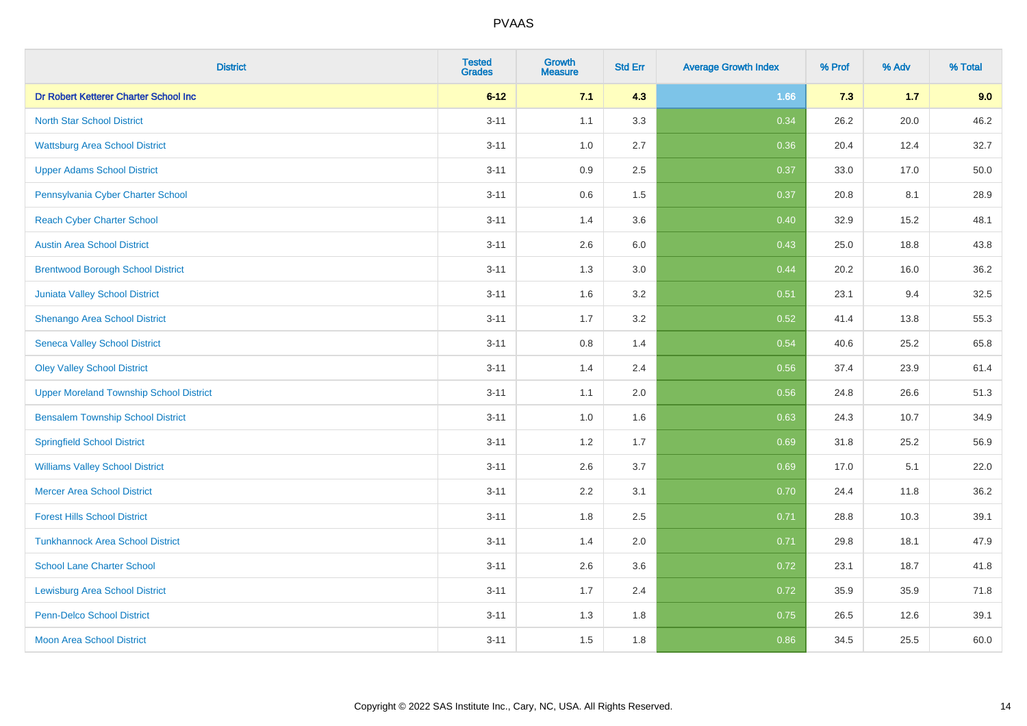# PVAAS

| District | Tested Grades | Growth Measure | Std Err | Average Growth Index | % Prof | % Adv | % Total |
|---|---|---|---|---|---|---|---|
| **Dr Robert Ketterer Charter School Inc** | **6-12** | **7.1** | **4.3** | **1.66** | **7.3** | **1.7** | **9.0** |
| North Star School District | 3-11 | 1.1 | 3.3 | 0.34 | 26.2 | 20.0 | 46.2 |
| Wattsburg Area School District | 3-11 | 1.0 | 2.7 | 0.36 | 20.4 | 12.4 | 32.7 |
| Upper Adams School District | 3-11 | 0.9 | 2.5 | 0.37 | 33.0 | 17.0 | 50.0 |
| Pennsylvania Cyber Charter School | 3-11 | 0.6 | 1.5 | 0.37 | 20.8 | 8.1 | 28.9 |
| Reach Cyber Charter School | 3-11 | 1.4 | 3.6 | 0.40 | 32.9 | 15.2 | 48.1 |
| Austin Area School District | 3-11 | 2.6 | 6.0 | 0.43 | 25.0 | 18.8 | 43.8 |
| Brentwood Borough School District | 3-11 | 1.3 | 3.0 | 0.44 | 20.2 | 16.0 | 36.2 |
| Juniata Valley School District | 3-11 | 1.6 | 3.2 | 0.51 | 23.1 | 9.4 | 32.5 |
| Shenango Area School District | 3-11 | 1.7 | 3.2 | 0.52 | 41.4 | 13.8 | 55.3 |
| Seneca Valley School District | 3-11 | 0.8 | 1.4 | 0.54 | 40.6 | 25.2 | 65.8 |
| Oley Valley School District | 3-11 | 1.4 | 2.4 | 0.56 | 37.4 | 23.9 | 61.4 |
| Upper Moreland Township School District | 3-11 | 1.1 | 2.0 | 0.56 | 24.8 | 26.6 | 51.3 |
| Bensalem Township School District | 3-11 | 1.0 | 1.6 | 0.63 | 24.3 | 10.7 | 34.9 |
| Springfield School District | 3-11 | 1.2 | 1.7 | 0.69 | 31.8 | 25.2 | 56.9 |
| Williams Valley School District | 3-11 | 2.6 | 3.7 | 0.69 | 17.0 | 5.1 | 22.0 |
| Mercer Area School District | 3-11 | 2.2 | 3.1 | 0.70 | 24.4 | 11.8 | 36.2 |
| Forest Hills School District | 3-11 | 1.8 | 2.5 | 0.71 | 28.8 | 10.3 | 39.1 |
| Tunkhannock Area School District | 3-11 | 1.4 | 2.0 | 0.71 | 29.8 | 18.1 | 47.9 |
| School Lane Charter School | 3-11 | 2.6 | 3.6 | 0.72 | 23.1 | 18.7 | 41.8 |
| Lewisburg Area School District | 3-11 | 1.7 | 2.4 | 0.72 | 35.9 | 35.9 | 71.8 |
| Penn-Delco School District | 3-11 | 1.3 | 1.8 | 0.75 | 26.5 | 12.6 | 39.1 |
| Moon Area School District | 3-11 | 1.5 | 1.8 | 0.86 | 34.5 | 25.5 | 60.0 |

Copyright © 2022 SAS Institute Inc., Cary, NC, USA. All Rights Reserved.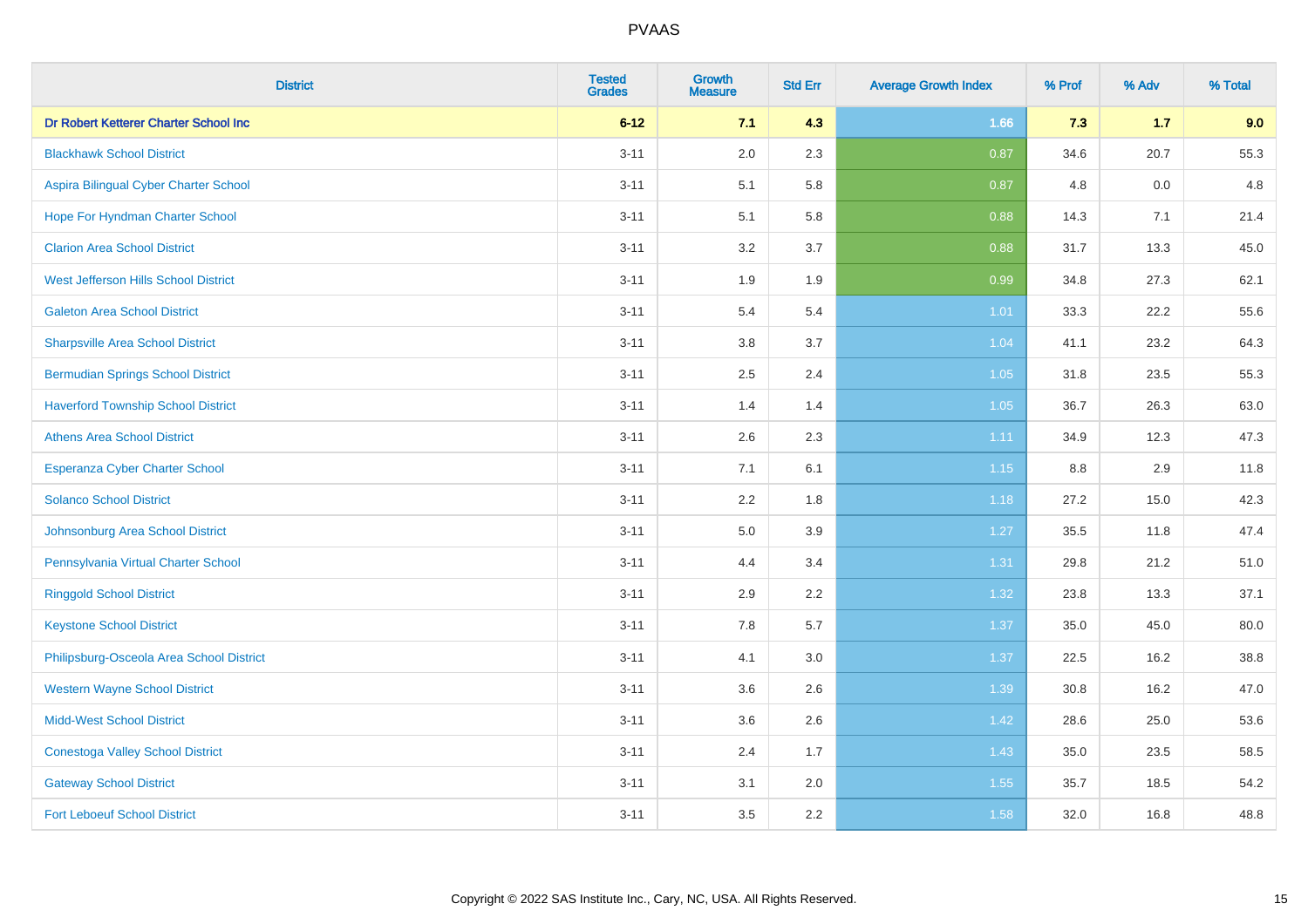# PVAAS

| District | Tested Grades | Growth Measure | Std Err | Average Growth Index | % Prof | % Adv | % Total |
|---|---|---|---|---|---|---|---|
| **Dr Robert Ketterer Charter School Inc** | **6-12** | **7.1** | **4.3** | **1.66** | **7.3** | **1.7** | **9.0** |
| Blackhawk School District | 3-11 | 2.0 | 2.3 | 0.87 | 34.6 | 20.7 | 55.3 |
| Aspira Bilingual Cyber Charter School | 3-11 | 5.1 | 5.8 | 0.87 | 4.8 | 0.0 | 4.8 |
| Hope For Hyndman Charter School | 3-11 | 5.1 | 5.8 | 0.88 | 14.3 | 7.1 | 21.4 |
| Clarion Area School District | 3-11 | 3.2 | 3.7 | 0.88 | 31.7 | 13.3 | 45.0 |
| West Jefferson Hills School District | 3-11 | 1.9 | 1.9 | 0.99 | 34.8 | 27.3 | 62.1 |
| Galeton Area School District | 3-11 | 5.4 | 5.4 | 1.01 | 33.3 | 22.2 | 55.6 |
| Sharpsville Area School District | 3-11 | 3.8 | 3.7 | 1.04 | 41.1 | 23.2 | 64.3 |
| Bermudian Springs School District | 3-11 | 2.5 | 2.4 | 1.05 | 31.8 | 23.5 | 55.3 |
| Haverford Township School District | 3-11 | 1.4 | 1.4 | 1.05 | 36.7 | 26.3 | 63.0 |
| Athens Area School District | 3-11 | 2.6 | 2.3 | 1.11 | 34.9 | 12.3 | 47.3 |
| Esperanza Cyber Charter School | 3-11 | 7.1 | 6.1 | 1.15 | 8.8 | 2.9 | 11.8 |
| Solanco School District | 3-11 | 2.2 | 1.8 | 1.18 | 27.2 | 15.0 | 42.3 |
| Johnsonburg Area School District | 3-11 | 5.0 | 3.9 | 1.27 | 35.5 | 11.8 | 47.4 |
| Pennsylvania Virtual Charter School | 3-11 | 4.4 | 3.4 | 1.31 | 29.8 | 21.2 | 51.0 |
| Ringgold School District | 3-11 | 2.9 | 2.2 | 1.32 | 23.8 | 13.3 | 37.1 |
| Keystone School District | 3-11 | 7.8 | 5.7 | 1.37 | 35.0 | 45.0 | 80.0 |
| Philipsburg-Osceola Area School District | 3-11 | 4.1 | 3.0 | 1.37 | 22.5 | 16.2 | 38.8 |
| Western Wayne School District | 3-11 | 3.6 | 2.6 | 1.39 | 30.8 | 16.2 | 47.0 |
| Midd-West School District | 3-11 | 3.6 | 2.6 | 1.42 | 28.6 | 25.0 | 53.6 |
| Conestoga Valley School District | 3-11 | 2.4 | 1.7 | 1.43 | 35.0 | 23.5 | 58.5 |
| Gateway School District | 3-11 | 3.1 | 2.0 | 1.55 | 35.7 | 18.5 | 54.2 |
| Fort Leboeuf School District | 3-11 | 3.5 | 2.2 | 1.58 | 32.0 | 16.8 | 48.8 |

Copyright © 2022 SAS Institute Inc., Cary, NC, USA. All Rights Reserved.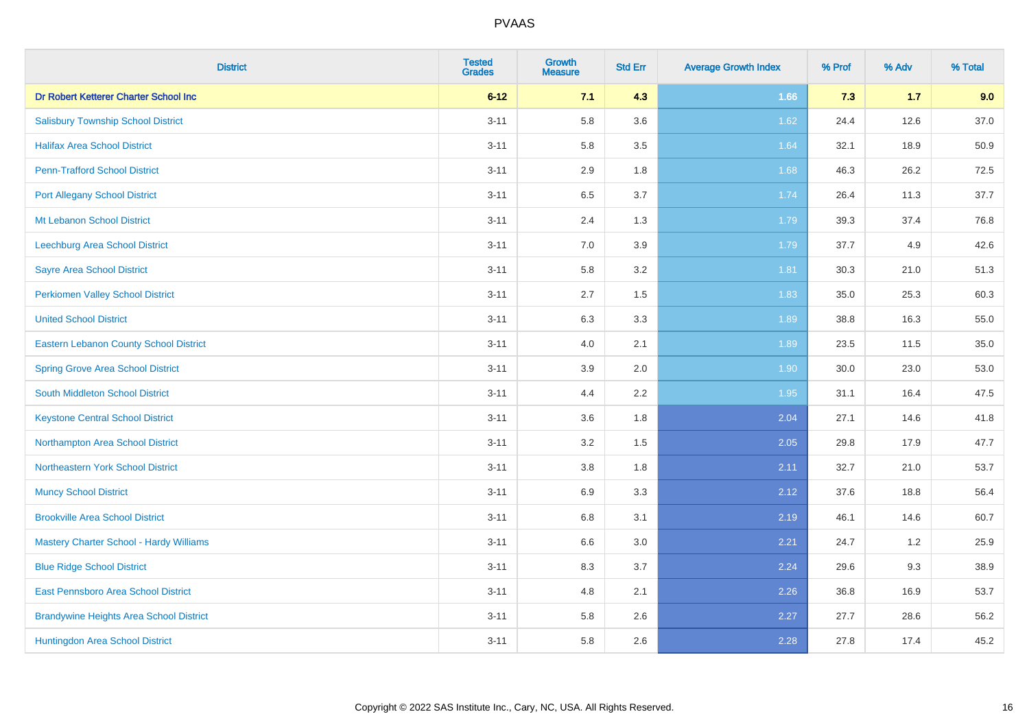# PVAAS

| District | Tested Grades | Growth Measure | Std Err | Average Growth Index | % Prof | % Adv | % Total |
|---|---|---|---|---|---|---|---|
| **Dr Robert Ketterer Charter School Inc** | **6-12** | **7.1** | **4.3** | **1.66** | **7.3** | **1.7** | **9.0** |
| Salisbury Township School District | 3-11 | 5.8 | 3.6 | 1.62 | 24.4 | 12.6 | 37.0 |
| Halifax Area School District | 3-11 | 5.8 | 3.5 | 1.64 | 32.1 | 18.9 | 50.9 |
| Penn-Trafford School District | 3-11 | 2.9 | 1.8 | 1.68 | 46.3 | 26.2 | 72.5 |
| Port Allegany School District | 3-11 | 6.5 | 3.7 | 1.74 | 26.4 | 11.3 | 37.7 |
| Mt Lebanon School District | 3-11 | 2.4 | 1.3 | 1.79 | 39.3 | 37.4 | 76.8 |
| Leechburg Area School District | 3-11 | 7.0 | 3.9 | 1.79 | 37.7 | 4.9 | 42.6 |
| Sayre Area School District | 3-11 | 5.8 | 3.2 | 1.81 | 30.3 | 21.0 | 51.3 |
| Perkiomen Valley School District | 3-11 | 2.7 | 1.5 | 1.83 | 35.0 | 25.3 | 60.3 |
| United School District | 3-11 | 6.3 | 3.3 | 1.89 | 38.8 | 16.3 | 55.0 |
| Eastern Lebanon County School District | 3-11 | 4.0 | 2.1 | 1.89 | 23.5 | 11.5 | 35.0 |
| Spring Grove Area School District | 3-11 | 3.9 | 2.0 | 1.90 | 30.0 | 23.0 | 53.0 |
| South Middleton School District | 3-11 | 4.4 | 2.2 | 1.95 | 31.1 | 16.4 | 47.5 |
| Keystone Central School District | 3-11 | 3.6 | 1.8 | 2.04 | 27.1 | 14.6 | 41.8 |
| Northampton Area School District | 3-11 | 3.2 | 1.5 | 2.05 | 29.8 | 17.9 | 47.7 |
| Northeastern York School District | 3-11 | 3.8 | 1.8 | 2.11 | 32.7 | 21.0 | 53.7 |
| Muncy School District | 3-11 | 6.9 | 3.3 | 2.12 | 37.6 | 18.8 | 56.4 |
| Brookville Area School District | 3-11 | 6.8 | 3.1 | 2.19 | 46.1 | 14.6 | 60.7 |
| Mastery Charter School - Hardy Williams | 3-11 | 6.6 | 3.0 | 2.21 | 24.7 | 1.2 | 25.9 |
| Blue Ridge School District | 3-11 | 8.3 | 3.7 | 2.24 | 29.6 | 9.3 | 38.9 |
| East Pennsboro Area School District | 3-11 | 4.8 | 2.1 | 2.26 | 36.8 | 16.9 | 53.7 |
| Brandywine Heights Area School District | 3-11 | 5.8 | 2.6 | 2.27 | 27.7 | 28.6 | 56.2 |
| Huntingdon Area School District | 3-11 | 5.8 | 2.6 | 2.28 | 27.8 | 17.4 | 45.2 |

Copyright © 2022 SAS Institute Inc., Cary, NC, USA. All Rights Reserved.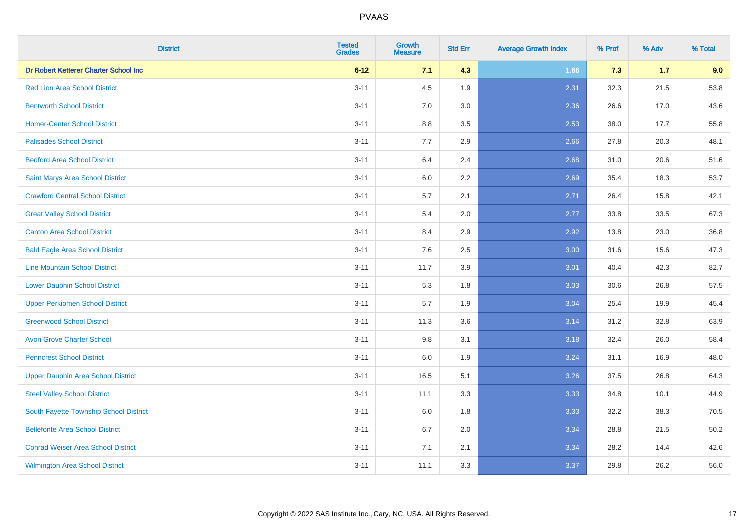# PVAAS

| District | Tested Grades | Growth Measure | Std Err | Average Growth Index | % Prof | % Adv | % Total |
|---|---|---|---|---|---|---|---|
| **Dr Robert Ketterer Charter School Inc** | **6-12** | **7.1** | **4.3** | **1.66** | **7.3** | **1.7** | **9.0** |
| Red Lion Area School District | 3-11 | 4.5 | 1.9 | 2.31 | 32.3 | 21.5 | 53.8 |
| Bentworth School District | 3-11 | 7.0 | 3.0 | 2.36 | 26.6 | 17.0 | 43.6 |
| Homer-Center School District | 3-11 | 8.8 | 3.5 | 2.53 | 38.0 | 17.7 | 55.8 |
| Palisades School District | 3-11 | 7.7 | 2.9 | 2.66 | 27.8 | 20.3 | 48.1 |
| Bedford Area School District | 3-11 | 6.4 | 2.4 | 2.68 | 31.0 | 20.6 | 51.6 |
| Saint Marys Area School District | 3-11 | 6.0 | 2.2 | 2.69 | 35.4 | 18.3 | 53.7 |
| Crawford Central School District | 3-11 | 5.7 | 2.1 | 2.71 | 26.4 | 15.8 | 42.1 |
| Great Valley School District | 3-11 | 5.4 | 2.0 | 2.77 | 33.8 | 33.5 | 67.3 |
| Canton Area School District | 3-11 | 8.4 | 2.9 | 2.92 | 13.8 | 23.0 | 36.8 |
| Bald Eagle Area School District | 3-11 | 7.6 | 2.5 | 3.00 | 31.6 | 15.6 | 47.3 |
| Line Mountain School District | 3-11 | 11.7 | 3.9 | 3.01 | 40.4 | 42.3 | 82.7 |
| Lower Dauphin School District | 3-11 | 5.3 | 1.8 | 3.03 | 30.6 | 26.8 | 57.5 |
| Upper Perkiomen School District | 3-11 | 5.7 | 1.9 | 3.04 | 25.4 | 19.9 | 45.4 |
| Greenwood School District | 3-11 | 11.3 | 3.6 | 3.14 | 31.2 | 32.8 | 63.9 |
| Avon Grove Charter School | 3-11 | 9.8 | 3.1 | 3.18 | 32.4 | 26.0 | 58.4 |
| Penncrest School District | 3-11 | 6.0 | 1.9 | 3.24 | 31.1 | 16.9 | 48.0 |
| Upper Dauphin Area School District | 3-11 | 16.5 | 5.1 | 3.26 | 37.5 | 26.8 | 64.3 |
| Steel Valley School District | 3-11 | 11.1 | 3.3 | 3.33 | 34.8 | 10.1 | 44.9 |
| South Fayette Township School District | 3-11 | 6.0 | 1.8 | 3.33 | 32.2 | 38.3 | 70.5 |
| Bellefonte Area School District | 3-11 | 6.7 | 2.0 | 3.34 | 28.8 | 21.5 | 50.2 |
| Conrad Weiser Area School District | 3-11 | 7.1 | 2.1 | 3.34 | 28.2 | 14.4 | 42.6 |
| Wilmington Area School District | 3-11 | 11.1 | 3.3 | 3.37 | 29.8 | 26.2 | 56.0 |

Copyright © 2022 SAS Institute Inc., Cary, NC, USA. All Rights Reserved.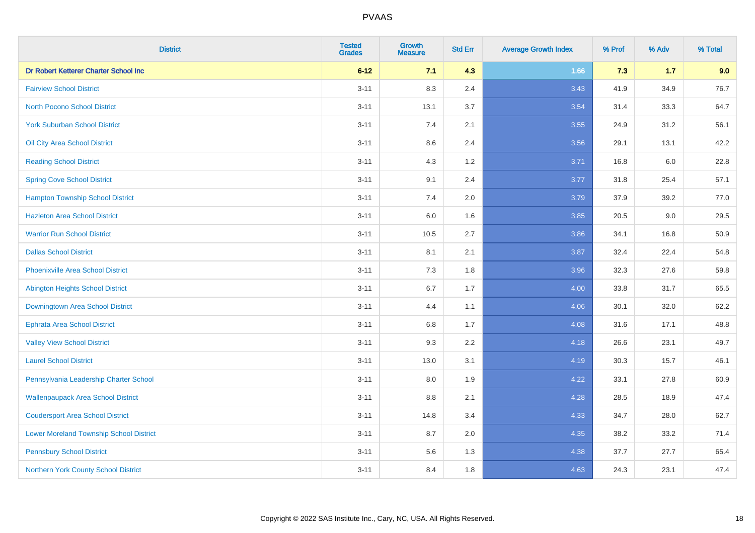# PVAAS

| District | Tested Grades | Growth Measure | Std Err | Average Growth Index | % Prof | % Adv | % Total |
|---|---|---|---|---|---|---|---|
| **Dr Robert Ketterer Charter School Inc** | **6-12** | **7.1** | **4.3** | **1.66** | **7.3** | **1.7** | **9.0** |
| Fairview School District | 3-11 | 8.3 | 2.4 | 3.43 | 41.9 | 34.9 | 76.7 |
| North Pocono School District | 3-11 | 13.1 | 3.7 | 3.54 | 31.4 | 33.3 | 64.7 |
| York Suburban School District | 3-11 | 7.4 | 2.1 | 3.55 | 24.9 | 31.2 | 56.1 |
| Oil City Area School District | 3-11 | 8.6 | 2.4 | 3.56 | 29.1 | 13.1 | 42.2 |
| Reading School District | 3-11 | 4.3 | 1.2 | 3.71 | 16.8 | 6.0 | 22.8 |
| Spring Cove School District | 3-11 | 9.1 | 2.4 | 3.77 | 31.8 | 25.4 | 57.1 |
| Hampton Township School District | 3-11 | 7.4 | 2.0 | 3.79 | 37.9 | 39.2 | 77.0 |
| Hazleton Area School District | 3-11 | 6.0 | 1.6 | 3.85 | 20.5 | 9.0 | 29.5 |
| Warrior Run School District | 3-11 | 10.5 | 2.7 | 3.86 | 34.1 | 16.8 | 50.9 |
| Dallas School District | 3-11 | 8.1 | 2.1 | 3.87 | 32.4 | 22.4 | 54.8 |
| Phoenixville Area School District | 3-11 | 7.3 | 1.8 | 3.96 | 32.3 | 27.6 | 59.8 |
| Abington Heights School District | 3-11 | 6.7 | 1.7 | 4.00 | 33.8 | 31.7 | 65.5 |
| Downingtown Area School District | 3-11 | 4.4 | 1.1 | 4.06 | 30.1 | 32.0 | 62.2 |
| Ephrata Area School District | 3-11 | 6.8 | 1.7 | 4.08 | 31.6 | 17.1 | 48.8 |
| Valley View School District | 3-11 | 9.3 | 2.2 | 4.18 | 26.6 | 23.1 | 49.7 |
| Laurel School District | 3-11 | 13.0 | 3.1 | 4.19 | 30.3 | 15.7 | 46.1 |
| Pennsylvania Leadership Charter School | 3-11 | 8.0 | 1.9 | 4.22 | 33.1 | 27.8 | 60.9 |
| Wallenpaupack Area School District | 3-11 | 8.8 | 2.1 | 4.28 | 28.5 | 18.9 | 47.4 |
| Coudersport Area School District | 3-11 | 14.8 | 3.4 | 4.33 | 34.7 | 28.0 | 62.7 |
| Lower Moreland Township School District | 3-11 | 8.7 | 2.0 | 4.35 | 38.2 | 33.2 | 71.4 |
| Pennsbury School District | 3-11 | 5.6 | 1.3 | 4.38 | 37.7 | 27.7 | 65.4 |
| Northern York County School District | 3-11 | 8.4 | 1.8 | 4.63 | 24.3 | 23.1 | 47.4 |

Copyright © 2022 SAS Institute Inc., Cary, NC, USA. All Rights Reserved.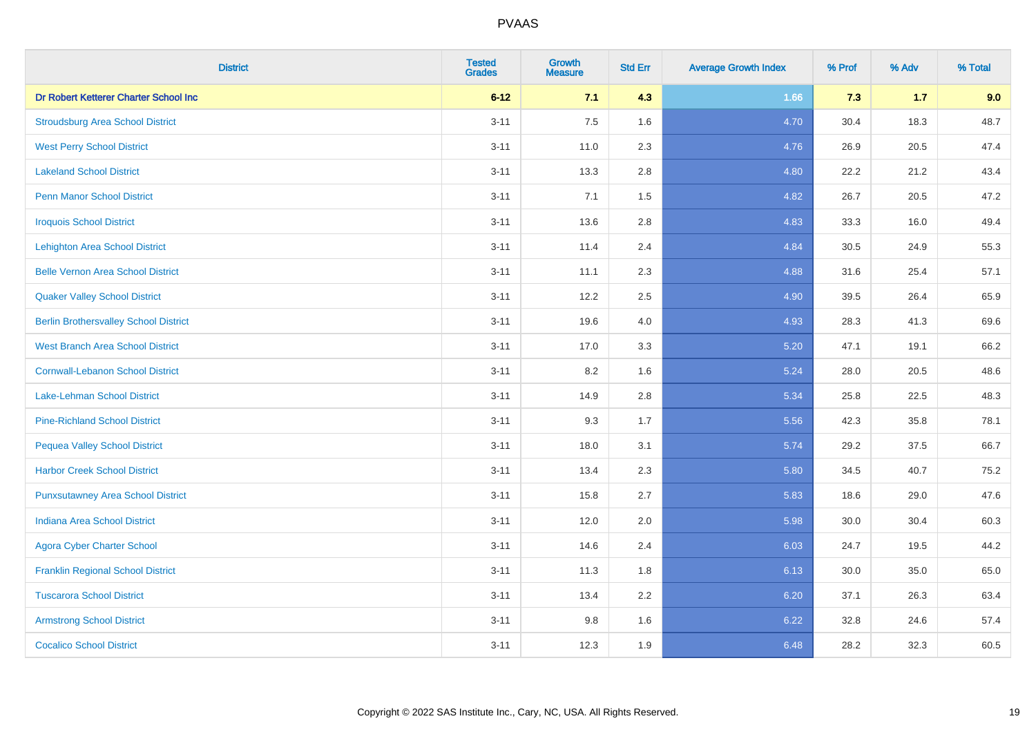# PVAAS

| District | Tested Grades | Growth Measure | Std Err | Average Growth Index | % Prof | % Adv | % Total |
|---|---|---|---|---|---|---|---|
| **Dr Robert Ketterer Charter School Inc** | **6-12** | **7.1** | **4.3** | **1.66** | **7.3** | **1.7** | **9.0** |
| Stroudsburg Area School District | 3-11 | 7.5 | 1.6 | 4.70 | 30.4 | 18.3 | 48.7 |
| West Perry School District | 3-11 | 11.0 | 2.3 | 4.76 | 26.9 | 20.5 | 47.4 |
| Lakeland School District | 3-11 | 13.3 | 2.8 | 4.80 | 22.2 | 21.2 | 43.4 |
| Penn Manor School District | 3-11 | 7.1 | 1.5 | 4.82 | 26.7 | 20.5 | 47.2 |
| Iroquois School District | 3-11 | 13.6 | 2.8 | 4.83 | 33.3 | 16.0 | 49.4 |
| Lehighton Area School District | 3-11 | 11.4 | 2.4 | 4.84 | 30.5 | 24.9 | 55.3 |
| Belle Vernon Area School District | 3-11 | 11.1 | 2.3 | 4.88 | 31.6 | 25.4 | 57.1 |
| Quaker Valley School District | 3-11 | 12.2 | 2.5 | 4.90 | 39.5 | 26.4 | 65.9 |
| Berlin Brothersvalley School District | 3-11 | 19.6 | 4.0 | 4.93 | 28.3 | 41.3 | 69.6 |
| West Branch Area School District | 3-11 | 17.0 | 3.3 | 5.20 | 47.1 | 19.1 | 66.2 |
| Cornwall-Lebanon School District | 3-11 | 8.2 | 1.6 | 5.24 | 28.0 | 20.5 | 48.6 |
| Lake-Lehman School District | 3-11 | 14.9 | 2.8 | 5.34 | 25.8 | 22.5 | 48.3 |
| Pine-Richland School District | 3-11 | 9.3 | 1.7 | 5.56 | 42.3 | 35.8 | 78.1 |
| Pequea Valley School District | 3-11 | 18.0 | 3.1 | 5.74 | 29.2 | 37.5 | 66.7 |
| Harbor Creek School District | 3-11 | 13.4 | 2.3 | 5.80 | 34.5 | 40.7 | 75.2 |
| Punxsutawney Area School District | 3-11 | 15.8 | 2.7 | 5.83 | 18.6 | 29.0 | 47.6 |
| Indiana Area School District | 3-11 | 12.0 | 2.0 | 5.98 | 30.0 | 30.4 | 60.3 |
| Agora Cyber Charter School | 3-11 | 14.6 | 2.4 | 6.03 | 24.7 | 19.5 | 44.2 |
| Franklin Regional School District | 3-11 | 11.3 | 1.8 | 6.13 | 30.0 | 35.0 | 65.0 |
| Tuscarora School District | 3-11 | 13.4 | 2.2 | 6.20 | 37.1 | 26.3 | 63.4 |
| Armstrong School District | 3-11 | 9.8 | 1.6 | 6.22 | 32.8 | 24.6 | 57.4 |
| Cocalico School District | 3-11 | 12.3 | 1.9 | 6.48 | 28.2 | 32.3 | 60.5 |

Copyright © 2022 SAS Institute Inc., Cary, NC, USA. All Rights Reserved.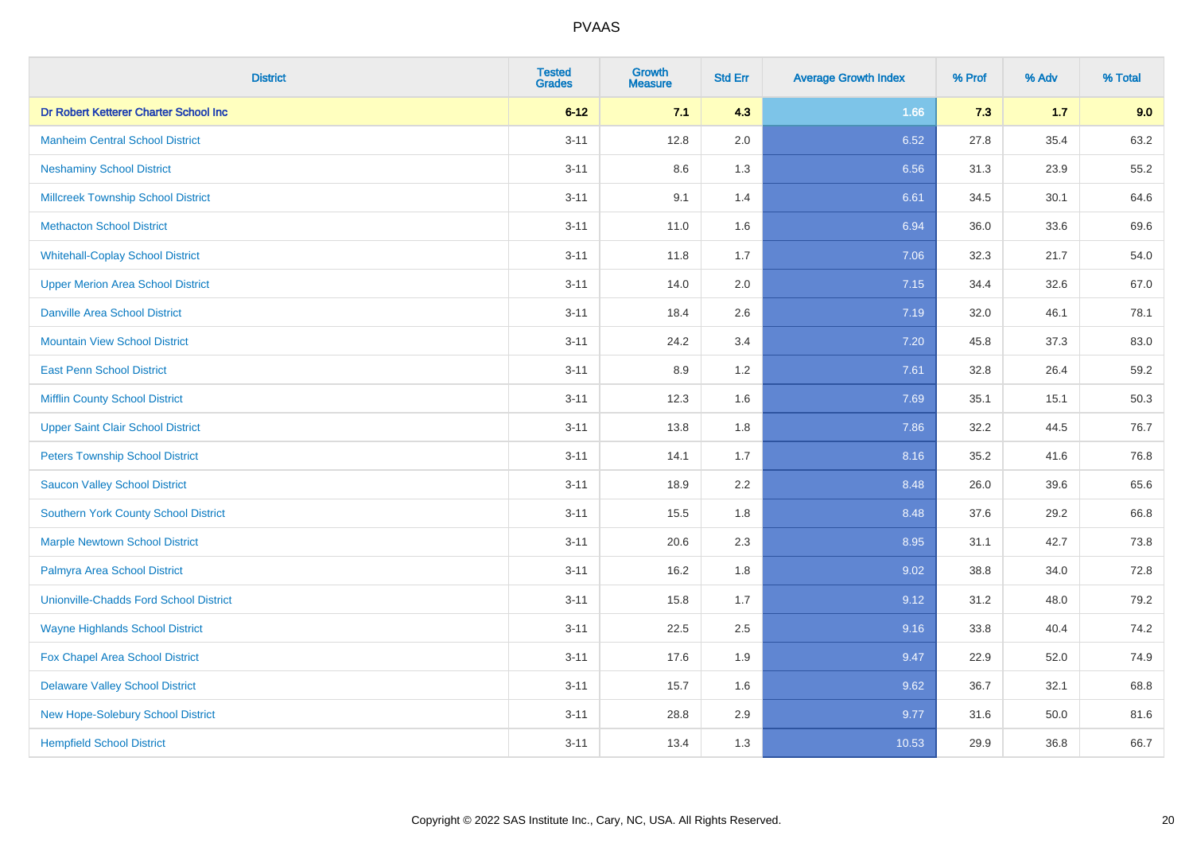# PVAAS

| District | Tested Grades | Growth Measure | Std Err | Average Growth Index | % Prof | % Adv | % Total |
|---|---|---|---|---|---|---|---|
| **Dr Robert Ketterer Charter School Inc** | **6-12** | **7.1** | **4.3** | **1.66** | **7.3** | **1.7** | **9.0** |
| Manheim Central School District | 3-11 | 12.8 | 2.0 | 6.52 | 27.8 | 35.4 | 63.2 |
| Neshaminy School District | 3-11 | 8.6 | 1.3 | 6.56 | 31.3 | 23.9 | 55.2 |
| Millcreek Township School District | 3-11 | 9.1 | 1.4 | 6.61 | 34.5 | 30.1 | 64.6 |
| Methacton School District | 3-11 | 11.0 | 1.6 | 6.94 | 36.0 | 33.6 | 69.6 |
| Whitehall-Coplay School District | 3-11 | 11.8 | 1.7 | 7.06 | 32.3 | 21.7 | 54.0 |
| Upper Merion Area School District | 3-11 | 14.0 | 2.0 | 7.15 | 34.4 | 32.6 | 67.0 |
| Danville Area School District | 3-11 | 18.4 | 2.6 | 7.19 | 32.0 | 46.1 | 78.1 |
| Mountain View School District | 3-11 | 24.2 | 3.4 | 7.20 | 45.8 | 37.3 | 83.0 |
| East Penn School District | 3-11 | 8.9 | 1.2 | 7.61 | 32.8 | 26.4 | 59.2 |
| Mifflin County School District | 3-11 | 12.3 | 1.6 | 7.69 | 35.1 | 15.1 | 50.3 |
| Upper Saint Clair School District | 3-11 | 13.8 | 1.8 | 7.86 | 32.2 | 44.5 | 76.7 |
| Peters Township School District | 3-11 | 14.1 | 1.7 | 8.16 | 35.2 | 41.6 | 76.8 |
| Saucon Valley School District | 3-11 | 18.9 | 2.2 | 8.48 | 26.0 | 39.6 | 65.6 |
| Southern York County School District | 3-11 | 15.5 | 1.8 | 8.48 | 37.6 | 29.2 | 66.8 |
| Marple Newtown School District | 3-11 | 20.6 | 2.3 | 8.95 | 31.1 | 42.7 | 73.8 |
| Palmyra Area School District | 3-11 | 16.2 | 1.8 | 9.02 | 38.8 | 34.0 | 72.8 |
| Unionville-Chadds Ford School District | 3-11 | 15.8 | 1.7 | 9.12 | 31.2 | 48.0 | 79.2 |
| Wayne Highlands School District | 3-11 | 22.5 | 2.5 | 9.16 | 33.8 | 40.4 | 74.2 |
| Fox Chapel Area School District | 3-11 | 17.6 | 1.9 | 9.47 | 22.9 | 52.0 | 74.9 |
| Delaware Valley School District | 3-11 | 15.7 | 1.6 | 9.62 | 36.7 | 32.1 | 68.8 |
| New Hope-Solebury School District | 3-11 | 28.8 | 2.9 | 9.77 | 31.6 | 50.0 | 81.6 |
| Hempfield School District | 3-11 | 13.4 | 1.3 | 10.53 | 29.9 | 36.8 | 66.7 |

Copyright © 2022 SAS Institute Inc., Cary, NC, USA. All Rights Reserved.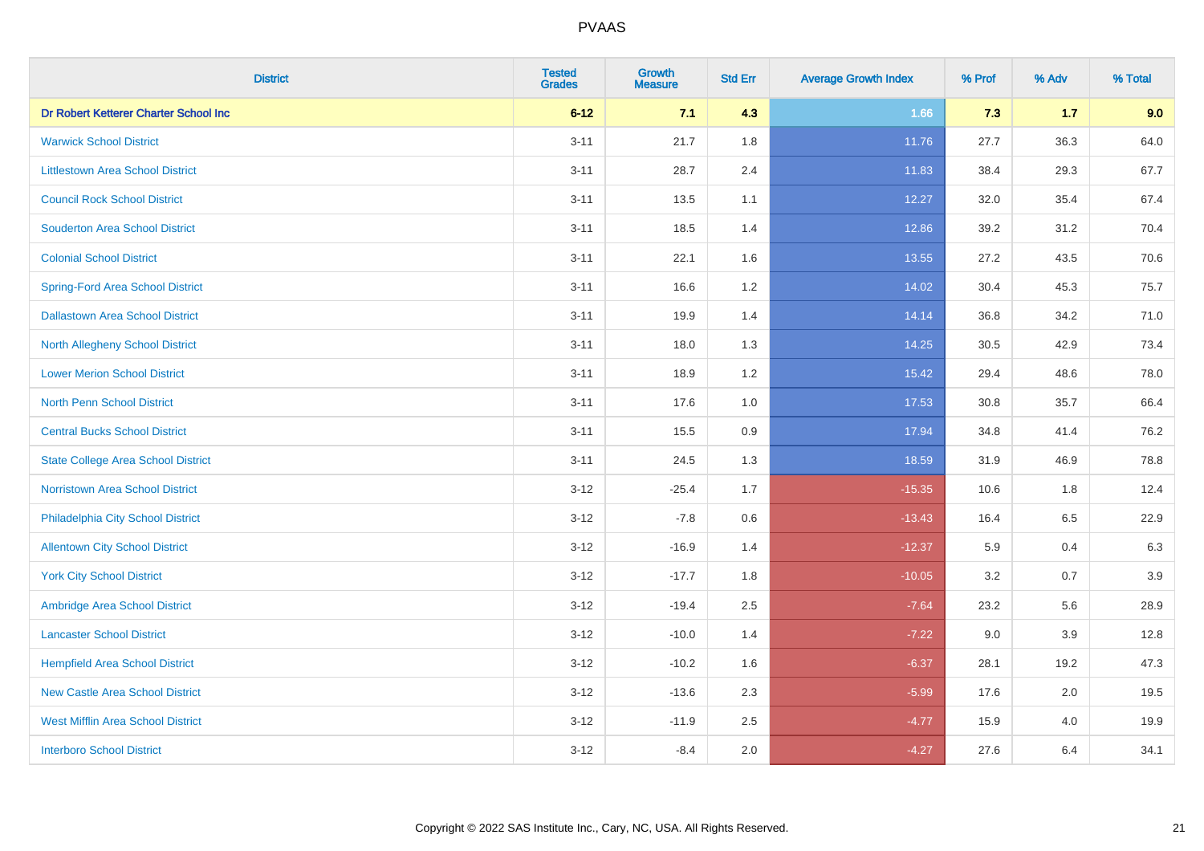# PVAAS

| District | Tested Grades | Growth Measure | Std Err | Average Growth Index | % Prof | % Adv | % Total |
|---|---|---|---|---|---|---|---|
| **Dr Robert Ketterer Charter School Inc** | **6-12** | **7.1** | **4.3** | **1.66** | **7.3** | **1.7** | **9.0** |
| Warwick School District | 3-11 | 21.7 | 1.8 | 11.76 | 27.7 | 36.3 | 64.0 |
| Littlestown Area School District | 3-11 | 28.7 | 2.4 | 11.83 | 38.4 | 29.3 | 67.7 |
| Council Rock School District | 3-11 | 13.5 | 1.1 | 12.27 | 32.0 | 35.4 | 67.4 |
| Souderton Area School District | 3-11 | 18.5 | 1.4 | 12.86 | 39.2 | 31.2 | 70.4 |
| Colonial School District | 3-11 | 22.1 | 1.6 | 13.55 | 27.2 | 43.5 | 70.6 |
| Spring-Ford Area School District | 3-11 | 16.6 | 1.2 | 14.02 | 30.4 | 45.3 | 75.7 |
| Dallastown Area School District | 3-11 | 19.9 | 1.4 | 14.14 | 36.8 | 34.2 | 71.0 |
| North Allegheny School District | 3-11 | 18.0 | 1.3 | 14.25 | 30.5 | 42.9 | 73.4 |
| Lower Merion School District | 3-11 | 18.9 | 1.2 | 15.42 | 29.4 | 48.6 | 78.0 |
| North Penn School District | 3-11 | 17.6 | 1.0 | 17.53 | 30.8 | 35.7 | 66.4 |
| Central Bucks School District | 3-11 | 15.5 | 0.9 | 17.94 | 34.8 | 41.4 | 76.2 |
| State College Area School District | 3-11 | 24.5 | 1.3 | 18.59 | 31.9 | 46.9 | 78.8 |
| Norristown Area School District | 3-12 | -25.4 | 1.7 | -15.35 | 10.6 | 1.8 | 12.4 |
| Philadelphia City School District | 3-12 | -7.8 | 0.6 | -13.43 | 16.4 | 6.5 | 22.9 |
| Allentown City School District | 3-12 | -16.9 | 1.4 | -12.37 | 5.9 | 0.4 | 6.3 |
| York City School District | 3-12 | -17.7 | 1.8 | -10.05 | 3.2 | 0.7 | 3.9 |
| Ambridge Area School District | 3-12 | -19.4 | 2.5 | -7.64 | 23.2 | 5.6 | 28.9 |
| Lancaster School District | 3-12 | -10.0 | 1.4 | -7.22 | 9.0 | 3.9 | 12.8 |
| Hempfield Area School District | 3-12 | -10.2 | 1.6 | -6.37 | 28.1 | 19.2 | 47.3 |
| New Castle Area School District | 3-12 | -13.6 | 2.3 | -5.99 | 17.6 | 2.0 | 19.5 |
| West Mifflin Area School District | 3-12 | -11.9 | 2.5 | -4.77 | 15.9 | 4.0 | 19.9 |
| Interboro School District | 3-12 | -8.4 | 2.0 | -4.27 | 27.6 | 6.4 | 34.1 |

Copyright © 2022 SAS Institute Inc., Cary, NC, USA. All Rights Reserved.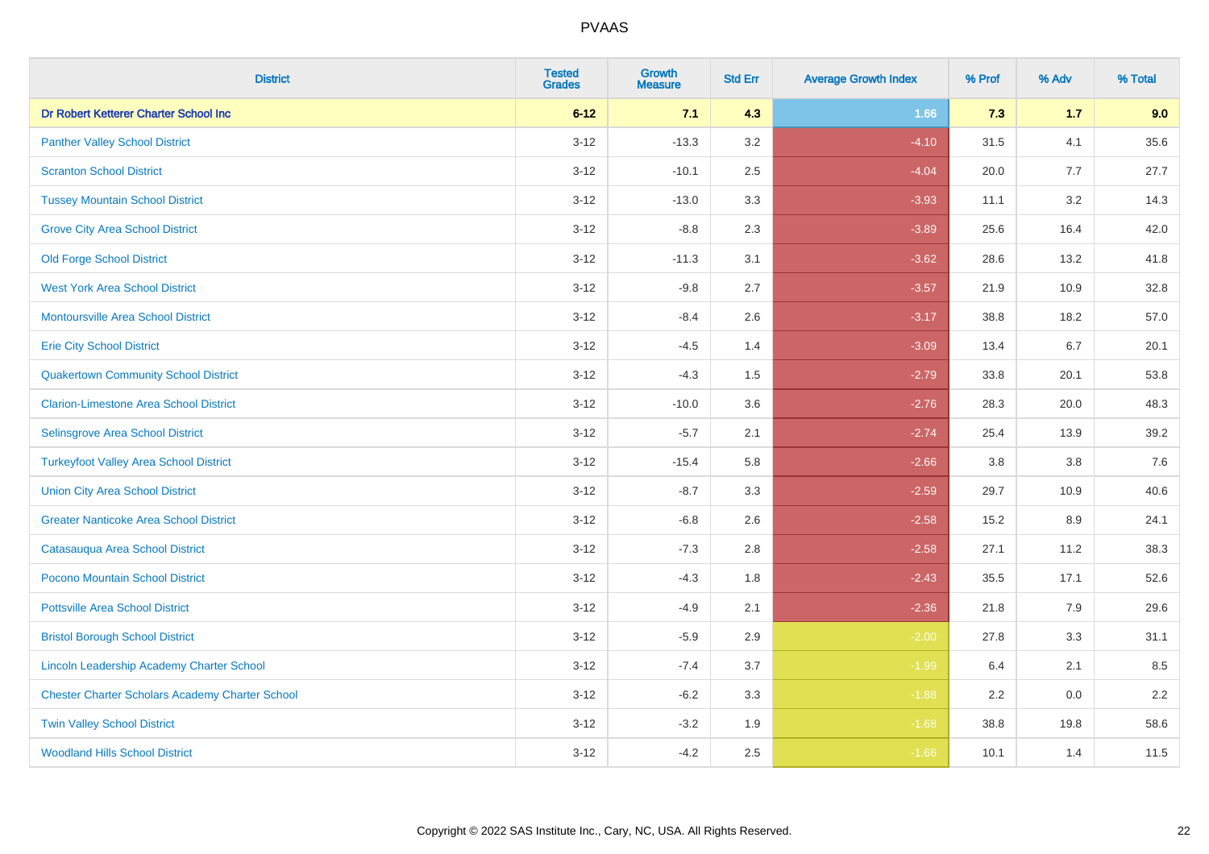# PVAAS

| District | Tested Grades | Growth Measure | Std Err | Average Growth Index | % Prof | % Adv | % Total |
|---|---|---|---|---|---|---|---|
| **Dr Robert Ketterer Charter School Inc** | **6-12** | **7.1** | **4.3** | **1.66** | **7.3** | **1.7** | **9.0** |
| Panther Valley School District | 3-12 | -13.3 | 3.2 | -4.10 | 31.5 | 4.1 | 35.6 |
| Scranton School District | 3-12 | -10.1 | 2.5 | -4.04 | 20.0 | 7.7 | 27.7 |
| Tussey Mountain School District | 3-12 | -13.0 | 3.3 | -3.93 | 11.1 | 3.2 | 14.3 |
| Grove City Area School District | 3-12 | -8.8 | 2.3 | -3.89 | 25.6 | 16.4 | 42.0 |
| Old Forge School District | 3-12 | -11.3 | 3.1 | -3.62 | 28.6 | 13.2 | 41.8 |
| West York Area School District | 3-12 | -9.8 | 2.7 | -3.57 | 21.9 | 10.9 | 32.8 |
| Montoursville Area School District | 3-12 | -8.4 | 2.6 | -3.17 | 38.8 | 18.2 | 57.0 |
| Erie City School District | 3-12 | -4.5 | 1.4 | -3.09 | 13.4 | 6.7 | 20.1 |
| Quakertown Community School District | 3-12 | -4.3 | 1.5 | -2.79 | 33.8 | 20.1 | 53.8 |
| Clarion-Limestone Area School District | 3-12 | -10.0 | 3.6 | -2.76 | 28.3 | 20.0 | 48.3 |
| Selinsgrove Area School District | 3-12 | -5.7 | 2.1 | -2.74 | 25.4 | 13.9 | 39.2 |
| Turkeyfoot Valley Area School District | 3-12 | -15.4 | 5.8 | -2.66 | 3.8 | 3.8 | 7.6 |
| Union City Area School District | 3-12 | -8.7 | 3.3 | -2.59 | 29.7 | 10.9 | 40.6 |
| Greater Nanticoke Area School District | 3-12 | -6.8 | 2.6 | -2.58 | 15.2 | 8.9 | 24.1 |
| Catasauqua Area School District | 3-12 | -7.3 | 2.8 | -2.58 | 27.1 | 11.2 | 38.3 |
| Pocono Mountain School District | 3-12 | -4.3 | 1.8 | -2.43 | 35.5 | 17.1 | 52.6 |
| Pottsville Area School District | 3-12 | -4.9 | 2.1 | -2.36 | 21.8 | 7.9 | 29.6 |
| Bristol Borough School District | 3-12 | -5.9 | 2.9 | -2.00 | 27.8 | 3.3 | 31.1 |
| Lincoln Leadership Academy Charter School | 3-12 | -7.4 | 3.7 | -1.99 | 6.4 | 2.1 | 8.5 |
| Chester Charter Scholars Academy Charter School | 3-12 | -6.2 | 3.3 | -1.88 | 2.2 | 0.0 | 2.2 |
| Twin Valley School District | 3-12 | -3.2 | 1.9 | -1.68 | 38.8 | 19.8 | 58.6 |
| Woodland Hills School District | 3-12 | -4.2 | 2.5 | -1.66 | 10.1 | 1.4 | 11.5 |

Copyright © 2022 SAS Institute Inc., Cary, NC, USA. All Rights Reserved.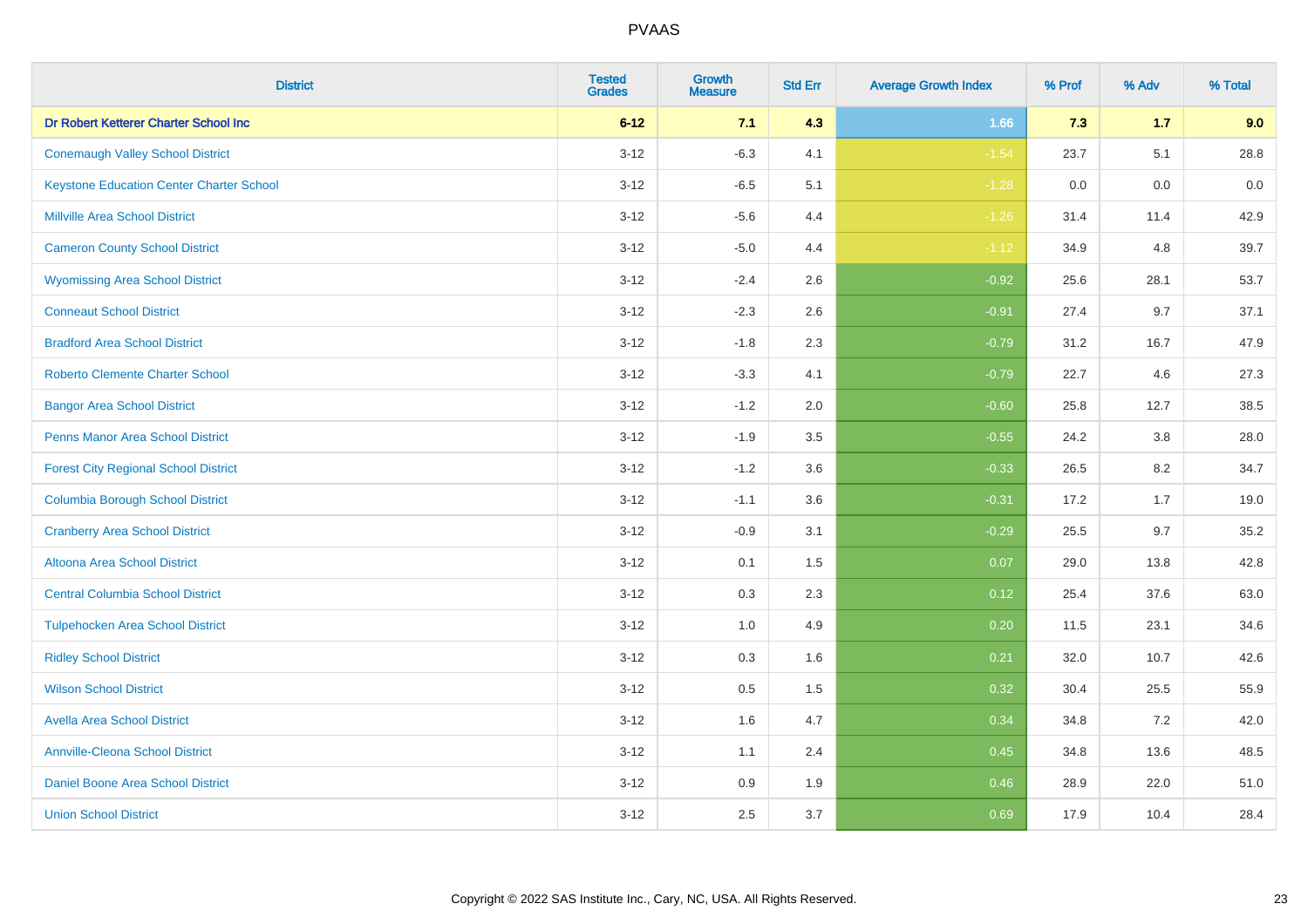| District | Tested Grades | Growth Measure | Std Err | Average Growth Index | % Prof | % Adv | % Total |
|---|---|---|---|---|---|---|---|
| **Dr Robert Ketterer Charter School Inc** | **6-12** | **7.1** | **4.3** | **1.66** | **7.3** | **1.7** | **9.0** |
| Conemaugh Valley School District | 3-12 | -6.3 | 4.1 | -1.54 | 23.7 | 5.1 | 28.8 |
| Keystone Education Center Charter School | 3-12 | -6.5 | 5.1 | -1.28 | 0.0 | 0.0 | 0.0 |
| Millville Area School District | 3-12 | -5.6 | 4.4 | -1.26 | 31.4 | 11.4 | 42.9 |
| Cameron County School District | 3-12 | -5.0 | 4.4 | -1.12 | 34.9 | 4.8 | 39.7 |
| Wyomissing Area School District | 3-12 | -2.4 | 2.6 | -0.92 | 25.6 | 28.1 | 53.7 |
| Conneaut School District | 3-12 | -2.3 | 2.6 | -0.91 | 27.4 | 9.7 | 37.1 |
| Bradford Area School District | 3-12 | -1.8 | 2.3 | -0.79 | 31.2 | 16.7 | 47.9 |
| Roberto Clemente Charter School | 3-12 | -3.3 | 4.1 | -0.79 | 22.7 | 4.6 | 27.3 |
| Bangor Area School District | 3-12 | -1.2 | 2.0 | -0.60 | 25.8 | 12.7 | 38.5 |
| Penns Manor Area School District | 3-12 | -1.9 | 3.5 | -0.55 | 24.2 | 3.8 | 28.0 |
| Forest City Regional School District | 3-12 | -1.2 | 3.6 | -0.33 | 26.5 | 8.2 | 34.7 |
| Columbia Borough School District | 3-12 | -1.1 | 3.6 | -0.31 | 17.2 | 1.7 | 19.0 |
| Cranberry Area School District | 3-12 | -0.9 | 3.1 | -0.29 | 25.5 | 9.7 | 35.2 |
| Altoona Area School District | 3-12 | 0.1 | 1.5 | 0.07 | 29.0 | 13.8 | 42.8 |
| Central Columbia School District | 3-12 | 0.3 | 2.3 | 0.12 | 25.4 | 37.6 | 63.0 |
| Tulpehocken Area School District | 3-12 | 1.0 | 4.9 | 0.20 | 11.5 | 23.1 | 34.6 |
| Ridley School District | 3-12 | 0.3 | 1.6 | 0.21 | 32.0 | 10.7 | 42.6 |
| Wilson School District | 3-12 | 0.5 | 1.5 | 0.32 | 30.4 | 25.5 | 55.9 |
| Avella Area School District | 3-12 | 1.6 | 4.7 | 0.34 | 34.8 | 7.2 | 42.0 |
| Annville-Cleona School District | 3-12 | 1.1 | 2.4 | 0.45 | 34.8 | 13.6 | 48.5 |
| Daniel Boone Area School District | 3-12 | 0.9 | 1.9 | 0.46 | 28.9 | 22.0 | 51.0 |
| Union School District | 3-12 | 2.5 | 3.7 | 0.69 | 17.9 | 10.4 | 28.4 |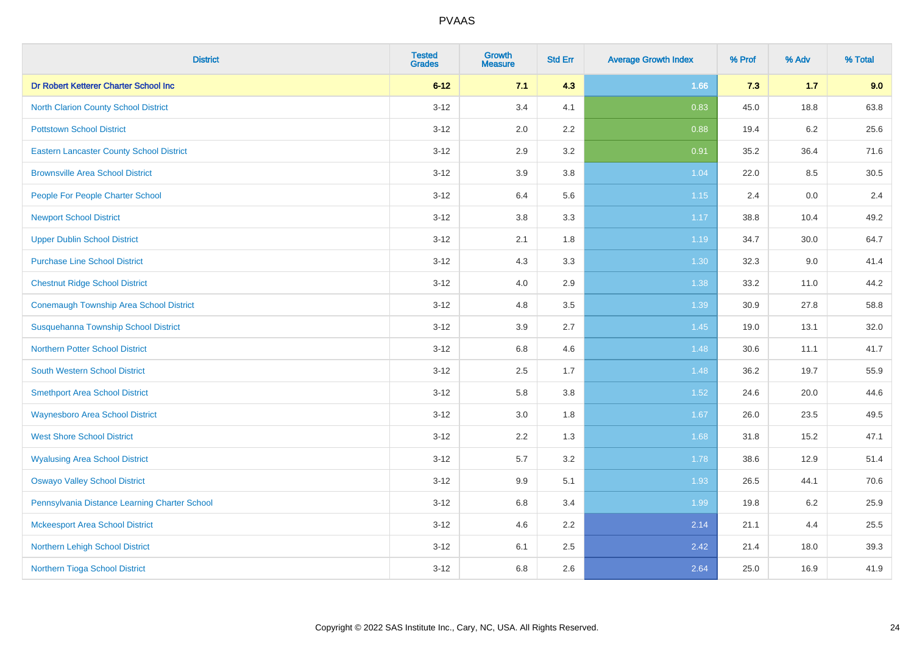# PVAAS

| District | Tested Grades | Growth Measure | Std Err | Average Growth Index | % Prof | % Adv | % Total |
|---|---|---|---|---|---|---|---|
| **Dr Robert Ketterer Charter School Inc** | **6-12** | **7.1** | **4.3** | **1.66** | **7.3** | **1.7** | **9.0** |
| North Clarion County School District | 3-12 | 3.4 | 4.1 | 0.83 | 45.0 | 18.8 | 63.8 |
| Pottstown School District | 3-12 | 2.0 | 2.2 | 0.88 | 19.4 | 6.2 | 25.6 |
| Eastern Lancaster County School District | 3-12 | 2.9 | 3.2 | 0.91 | 35.2 | 36.4 | 71.6 |
| Brownsville Area School District | 3-12 | 3.9 | 3.8 | 1.04 | 22.0 | 8.5 | 30.5 |
| People For People Charter School | 3-12 | 6.4 | 5.6 | 1.15 | 2.4 | 0.0 | 2.4 |
| Newport School District | 3-12 | 3.8 | 3.3 | 1.17 | 38.8 | 10.4 | 49.2 |
| Upper Dublin School District | 3-12 | 2.1 | 1.8 | 1.19 | 34.7 | 30.0 | 64.7 |
| Purchase Line School District | 3-12 | 4.3 | 3.3 | 1.30 | 32.3 | 9.0 | 41.4 |
| Chestnut Ridge School District | 3-12 | 4.0 | 2.9 | 1.38 | 33.2 | 11.0 | 44.2 |
| Conemaugh Township Area School District | 3-12 | 4.8 | 3.5 | 1.39 | 30.9 | 27.8 | 58.8 |
| Susquehanna Township School District | 3-12 | 3.9 | 2.7 | 1.45 | 19.0 | 13.1 | 32.0 |
| Northern Potter School District | 3-12 | 6.8 | 4.6 | 1.48 | 30.6 | 11.1 | 41.7 |
| South Western School District | 3-12 | 2.5 | 1.7 | 1.48 | 36.2 | 19.7 | 55.9 |
| Smethport Area School District | 3-12 | 5.8 | 3.8 | 1.52 | 24.6 | 20.0 | 44.6 |
| Waynesboro Area School District | 3-12 | 3.0 | 1.8 | 1.67 | 26.0 | 23.5 | 49.5 |
| West Shore School District | 3-12 | 2.2 | 1.3 | 1.68 | 31.8 | 15.2 | 47.1 |
| Wyalusing Area School District | 3-12 | 5.7 | 3.2 | 1.78 | 38.6 | 12.9 | 51.4 |
| Oswayo Valley School District | 3-12 | 9.9 | 5.1 | 1.93 | 26.5 | 44.1 | 70.6 |
| Pennsylvania Distance Learning Charter School | 3-12 | 6.8 | 3.4 | 1.99 | 19.8 | 6.2 | 25.9 |
| Mckeesport Area School District | 3-12 | 4.6 | 2.2 | 2.14 | 21.1 | 4.4 | 25.5 |
| Northern Lehigh School District | 3-12 | 6.1 | 2.5 | 2.42 | 21.4 | 18.0 | 39.3 |
| Northern Tioga School District | 3-12 | 6.8 | 2.6 | 2.64 | 25.0 | 16.9 | 41.9 |

Copyright © 2022 SAS Institute Inc., Cary, NC, USA. All Rights Reserved.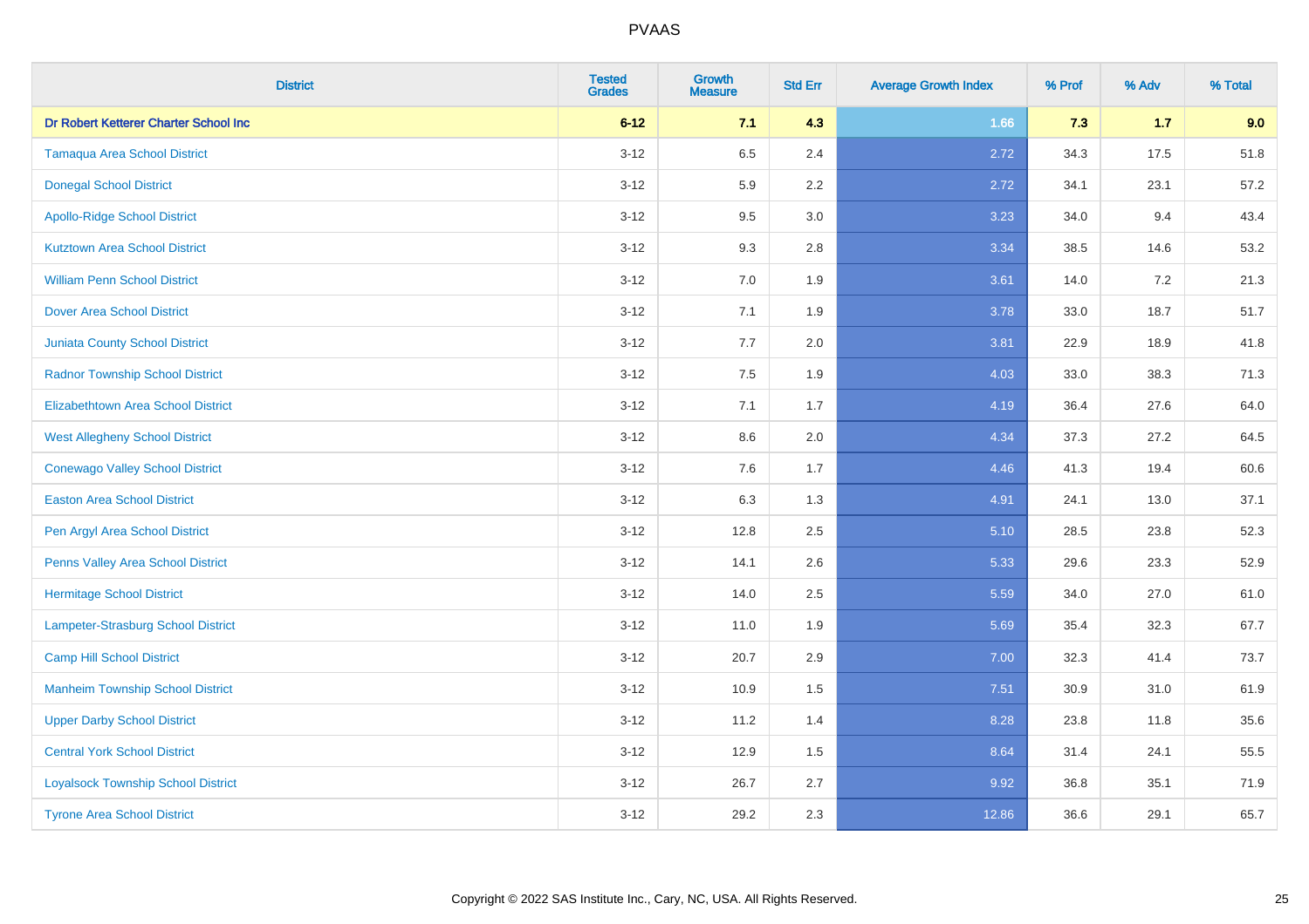# PVAAS

| District | Tested Grades | Growth Measure | Std Err | Average Growth Index | % Prof | % Adv | % Total |
|---|---|---|---|---|---|---|---|
| **Dr Robert Ketterer Charter School Inc** | **6-12** | **7.1** | **4.3** | **1.66** | **7.3** | **1.7** | **9.0** |
| Tamaqua Area School District | 3-12 | 6.5 | 2.4 | 2.72 | 34.3 | 17.5 | 51.8 |
| Donegal School District | 3-12 | 5.9 | 2.2 | 2.72 | 34.1 | 23.1 | 57.2 |
| Apollo-Ridge School District | 3-12 | 9.5 | 3.0 | 3.23 | 34.0 | 9.4 | 43.4 |
| Kutztown Area School District | 3-12 | 9.3 | 2.8 | 3.34 | 38.5 | 14.6 | 53.2 |
| William Penn School District | 3-12 | 7.0 | 1.9 | 3.61 | 14.0 | 7.2 | 21.3 |
| Dover Area School District | 3-12 | 7.1 | 1.9 | 3.78 | 33.0 | 18.7 | 51.7 |
| Juniata County School District | 3-12 | 7.7 | 2.0 | 3.81 | 22.9 | 18.9 | 41.8 |
| Radnor Township School District | 3-12 | 7.5 | 1.9 | 4.03 | 33.0 | 38.3 | 71.3 |
| Elizabethtown Area School District | 3-12 | 7.1 | 1.7 | 4.19 | 36.4 | 27.6 | 64.0 |
| West Allegheny School District | 3-12 | 8.6 | 2.0 | 4.34 | 37.3 | 27.2 | 64.5 |
| Conewago Valley School District | 3-12 | 7.6 | 1.7 | 4.46 | 41.3 | 19.4 | 60.6 |
| Easton Area School District | 3-12 | 6.3 | 1.3 | 4.91 | 24.1 | 13.0 | 37.1 |
| Pen Argyl Area School District | 3-12 | 12.8 | 2.5 | 5.10 | 28.5 | 23.8 | 52.3 |
| Penns Valley Area School District | 3-12 | 14.1 | 2.6 | 5.33 | 29.6 | 23.3 | 52.9 |
| Hermitage School District | 3-12 | 14.0 | 2.5 | 5.59 | 34.0 | 27.0 | 61.0 |
| Lampeter-Strasburg School District | 3-12 | 11.0 | 1.9 | 5.69 | 35.4 | 32.3 | 67.7 |
| Camp Hill School District | 3-12 | 20.7 | 2.9 | 7.00 | 32.3 | 41.4 | 73.7 |
| Manheim Township School District | 3-12 | 10.9 | 1.5 | 7.51 | 30.9 | 31.0 | 61.9 |
| Upper Darby School District | 3-12 | 11.2 | 1.4 | 8.28 | 23.8 | 11.8 | 35.6 |
| Central York School District | 3-12 | 12.9 | 1.5 | 8.64 | 31.4 | 24.1 | 55.5 |
| Loyalsock Township School District | 3-12 | 26.7 | 2.7 | 9.92 | 36.8 | 35.1 | 71.9 |
| Tyrone Area School District | 3-12 | 29.2 | 2.3 | 12.86 | 36.6 | 29.1 | 65.7 |

Copyright © 2022 SAS Institute Inc., Cary, NC, USA. All Rights Reserved.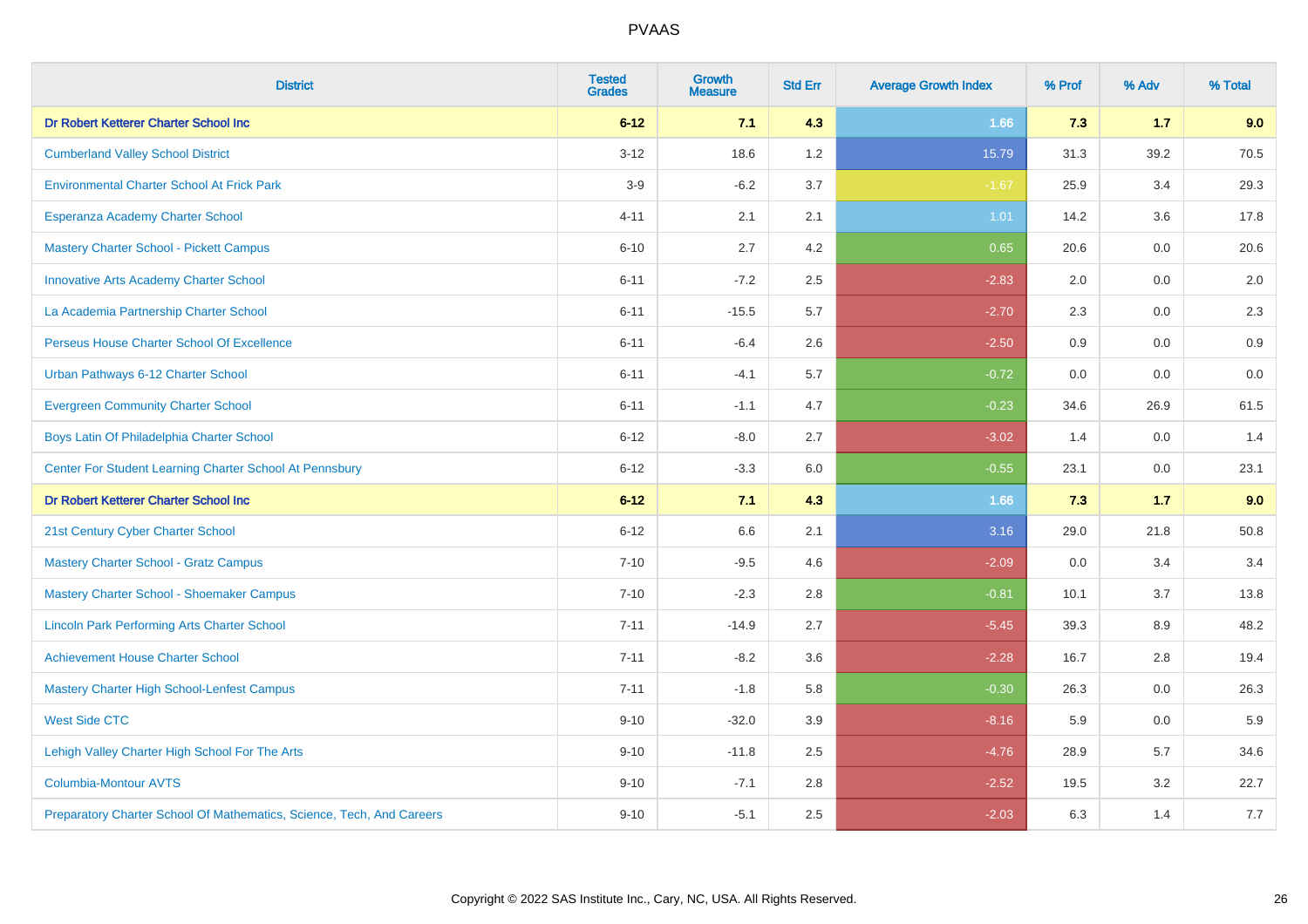# PVAAS

| District | Tested Grades | Growth Measure | Std Err | Average Growth Index | % Prof | % Adv | % Total |
|---|---|---|---|---|---|---|---|
| **Dr Robert Ketterer Charter School Inc** | **6-12** | **7.1** | **4.3** | **1.66** | **7.3** | **1.7** | **9.0** |
| Cumberland Valley School District | 3-12 | 18.6 | 1.2 | 15.79 | 31.3 | 39.2 | 70.5 |
| Environmental Charter School At Frick Park | 3-9 | -6.2 | 3.7 | -1.67 | 25.9 | 3.4 | 29.3 |
| Esperanza Academy Charter School | 4-11 | 2.1 | 2.1 | 1.01 | 14.2 | 3.6 | 17.8 |
| Mastery Charter School - Pickett Campus | 6-10 | 2.7 | 4.2 | 0.65 | 20.6 | 0.0 | 20.6 |
| Innovative Arts Academy Charter School | 6-11 | -7.2 | 2.5 | -2.83 | 2.0 | 0.0 | 2.0 |
| La Academia Partnership Charter School | 6-11 | -15.5 | 5.7 | -2.70 | 2.3 | 0.0 | 2.3 |
| Perseus House Charter School Of Excellence | 6-11 | -6.4 | 2.6 | -2.50 | 0.9 | 0.0 | 0.9 |
| Urban Pathways 6-12 Charter School | 6-11 | -4.1 | 5.7 | -0.72 | 0.0 | 0.0 | 0.0 |
| Evergreen Community Charter School | 6-11 | -1.1 | 4.7 | -0.23 | 34.6 | 26.9 | 61.5 |
| Boys Latin Of Philadelphia Charter School | 6-12 | -8.0 | 2.7 | -3.02 | 1.4 | 0.0 | 1.4 |
| Center For Student Learning Charter School At Pennsbury | 6-12 | -3.3 | 6.0 | -0.55 | 23.1 | 0.0 | 23.1 |
| **Dr Robert Ketterer Charter School Inc** | **6-12** | **7.1** | **4.3** | **1.66** | **7.3** | **1.7** | **9.0** |
| 21st Century Cyber Charter School | 6-12 | 6.6 | 2.1 | 3.16 | 29.0 | 21.8 | 50.8 |
| Mastery Charter School - Gratz Campus | 7-10 | -9.5 | 4.6 | -2.09 | 0.0 | 3.4 | 3.4 |
| Mastery Charter School - Shoemaker Campus | 7-10 | -2.3 | 2.8 | -0.81 | 10.1 | 3.7 | 13.8 |
| Lincoln Park Performing Arts Charter School | 7-11 | -14.9 | 2.7 | -5.45 | 39.3 | 8.9 | 48.2 |
| Achievement House Charter School | 7-11 | -8.2 | 3.6 | -2.28 | 16.7 | 2.8 | 19.4 |
| Mastery Charter High School-Lenfest Campus | 7-11 | -1.8 | 5.8 | -0.30 | 26.3 | 0.0 | 26.3 |
| West Side CTC | 9-10 | -32.0 | 3.9 | -8.16 | 5.9 | 0.0 | 5.9 |
| Lehigh Valley Charter High School For The Arts | 9-10 | -11.8 | 2.5 | -4.76 | 28.9 | 5.7 | 34.6 |
| Columbia-Montour AVTS | 9-10 | -7.1 | 2.8 | -2.52 | 19.5 | 3.2 | 22.7 |
| Preparatory Charter School Of Mathematics, Science, Tech, And Careers | 9-10 | -5.1 | 2.5 | -2.03 | 6.3 | 1.4 | 7.7 |

Copyright © 2022 SAS Institute Inc., Cary, NC, USA. All Rights Reserved.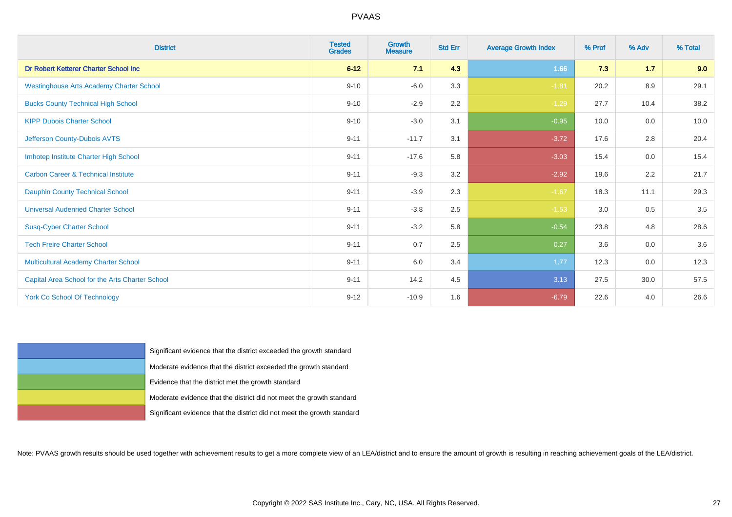# PVAAS

| District | Tested Grades | Growth Measure | Std Err | Average Growth Index | % Prof | % Adv | % Total |
|---|---|---|---|---|---|---|---|
| **Dr Robert Ketterer Charter School Inc** | **6-12** | **7.1** | **4.3** | **1.66** | **7.3** | **1.7** | **9.0** |
| Westinghouse Arts Academy Charter School | 9-10 | -6.0 | 3.3 | -1.81 | 20.2 | 8.9 | 29.1 |
| Bucks County Technical High School | 9-10 | -2.9 | 2.2 | -1.29 | 27.7 | 10.4 | 38.2 |
| KIPP Dubois Charter School | 9-10 | -3.0 | 3.1 | -0.95 | 10.0 | 0.0 | 10.0 |
| Jefferson County-Dubois AVTS | 9-11 | -11.7 | 3.1 | -3.72 | 17.6 | 2.8 | 20.4 |
| Imhotep Institute Charter High School | 9-11 | -17.6 | 5.8 | -3.03 | 15.4 | 0.0 | 15.4 |
| Carbon Career & Technical Institute | 9-11 | -9.3 | 3.2 | -2.92 | 19.6 | 2.2 | 21.7 |
| Dauphin County Technical School | 9-11 | -3.9 | 2.3 | -1.67 | 18.3 | 11.1 | 29.3 |
| Universal Audenried Charter School | 9-11 | -3.8 | 2.5 | -1.53 | 3.0 | 0.5 | 3.5 |
| Susq-Cyber Charter School | 9-11 | -3.2 | 5.8 | -0.54 | 23.8 | 4.8 | 28.6 |
| Tech Freire Charter School | 9-11 | 0.7 | 2.5 | 0.27 | 3.6 | 0.0 | 3.6 |
| Multicultural Academy Charter School | 9-11 | 6.0 | 3.4 | 1.77 | 12.3 | 0.0 | 12.3 |
| Capital Area School for the Arts Charter School | 9-11 | 14.2 | 4.5 | 3.13 | 27.5 | 30.0 | 57.5 |
| York Co School Of Technology | 9-12 | -10.9 | 1.6 | -6.79 | 22.6 | 4.0 | 26.6 |

Significant evidence that the district exceeded the growth standard

Moderate evidence that the district exceeded the growth standard

Evidence that the district met the growth standard

Moderate evidence that the district did not meet the growth standard

Significant evidence that the district did not meet the growth standard

Note: PVAAS growth results should be used together with achievement results to get a more complete view of an LEA/district and to ensure the amount of growth is resulting in reaching achievement goals of the LEA/district.

Copyright © 2022 SAS Institute Inc., Cary, NC, USA. All Rights Reserved.